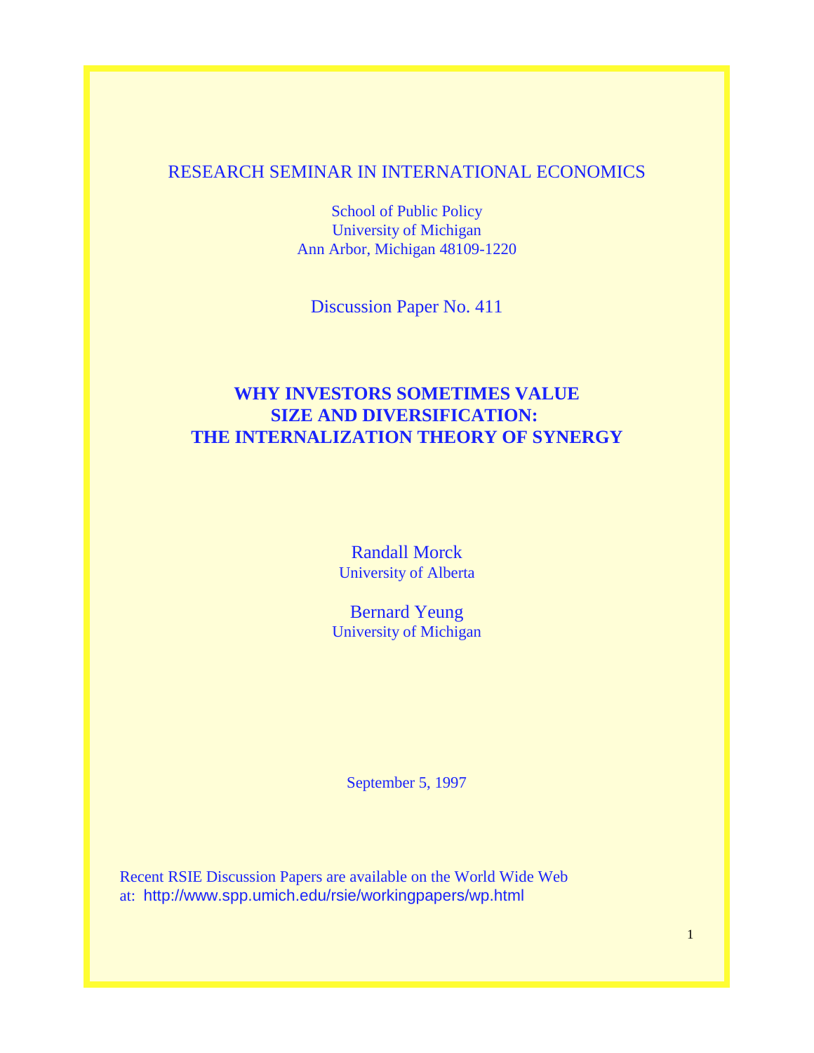RESEARCH SEMINAR IN INTERNATIONAL ECONOMICS

School of Public Policy
University of Michigan
Ann Arbor, Michigan 48109-1220

Discussion Paper No. 411

# WHY INVESTORS SOMETIMES VALUE SIZE AND DIVERSIFICATION: THE INTERNALIZATION THEORY OF SYNERGY

Randall Morck
University of Alberta

Bernard Yeung
University of Michigan

September 5, 1997

Recent RSIE Discussion Papers are available on the World Wide Web at: http://www.spp.umich.edu/rsie/workingpapers/wp.html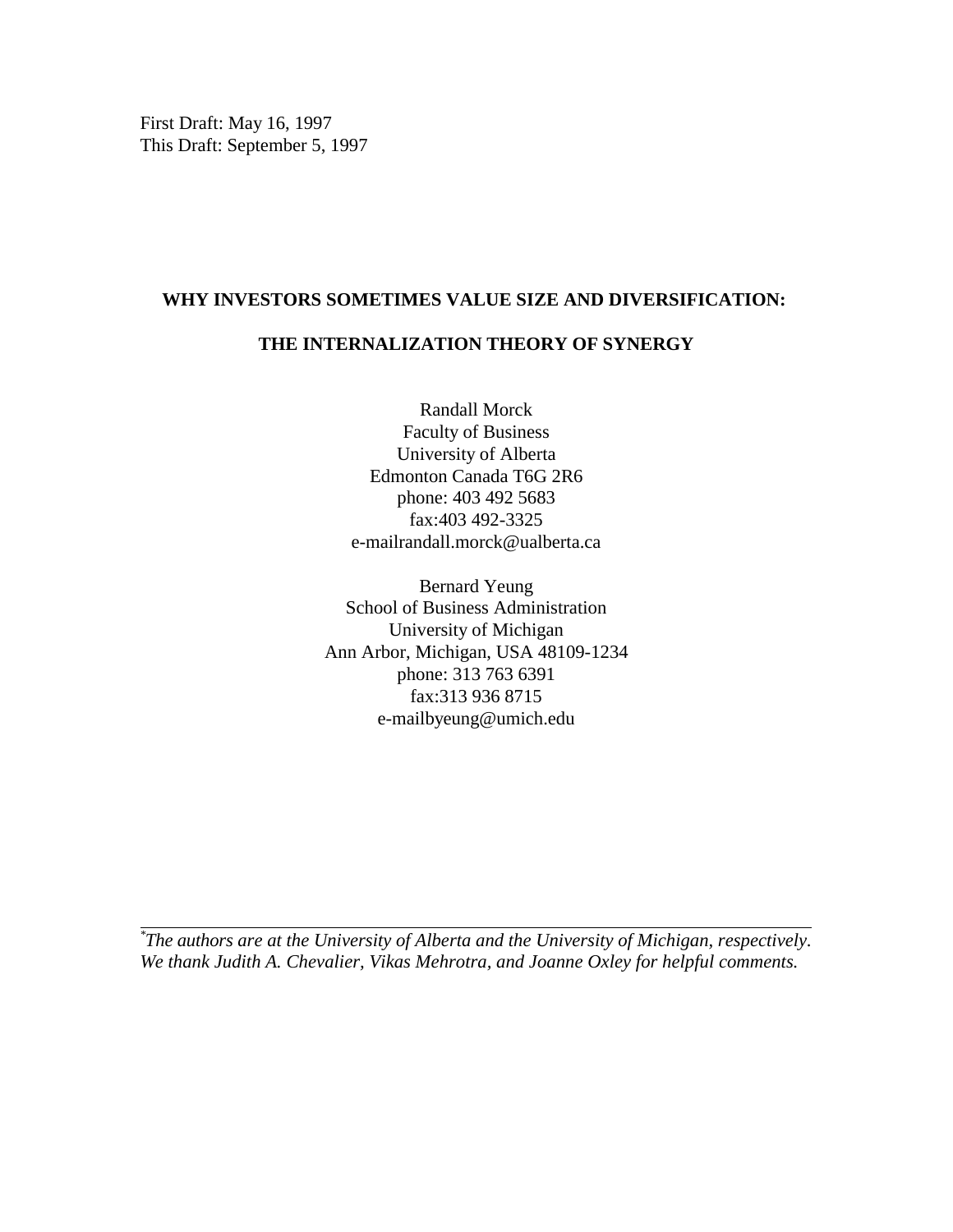First Draft: May 16, 1997
This Draft: September 5, 1997

**WHY INVESTORS SOMETIMES VALUE SIZE AND DIVERSIFICATION:**

**THE INTERNALIZATION THEORY OF SYNERGY**

Randall Morck
Faculty of Business
University of Alberta
Edmonton Canada T6G 2R6
phone: 403 492 5683
fax:403 492-3325
e-mailrandall.morck@ualberta.ca

Bernard Yeung
School of Business Administration
University of Michigan
Ann Arbor, Michigan, USA 48109-1234
phone: 313 763 6391
fax:313 936 8715
e-mailbyeung@umich.edu

---

*[*]The authors are at the University of Alberta and the University of Michigan, respectively. We thank Judith A. Chevalier, Vikas Mehrotra, and Joanne Oxley for helpful comments.*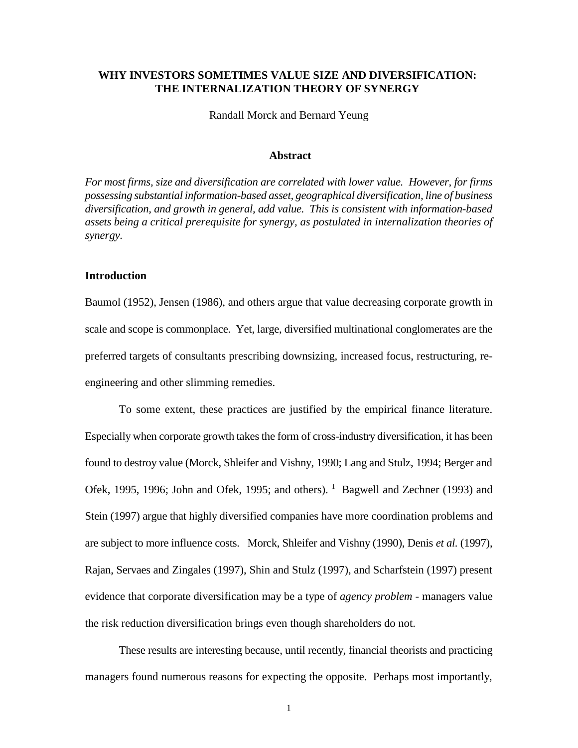# WHY INVESTORS SOMETIMES VALUE SIZE AND DIVERSIFICATION: THE INTERNALIZATION THEORY OF SYNERGY

Randall Morck and Bernard Yeung

### Abstract

*For most firms, size and diversification are correlated with lower value. However, for firms possessing substantial information-based asset, geographical diversification, line of business diversification, and growth in general, add value. This is consistent with information-based assets being a critical prerequisite for synergy, as postulated in internalization theories of synergy.*

### Introduction

Baumol (1952), Jensen (1986), and others argue that value decreasing corporate growth in scale and scope is commonplace. Yet, large, diversified multinational conglomerates are the preferred targets of consultants prescribing downsizing, increased focus, restructuring, re-engineering and other slimming remedies.

To some extent, these practices are justified by the empirical finance literature. Especially when corporate growth takes the form of cross-industry diversification, it has been found to destroy value (Morck, Shleifer and Vishny, 1990; Lang and Stulz, 1994; Berger and Ofek, 1995, 1996; John and Ofek, 1995; and others). [1] Bagwell and Zechner (1993) and Stein (1997) argue that highly diversified companies have more coordination problems and are subject to more influence costs. Morck, Shleifer and Vishny (1990), Denis *et al.* (1997), Rajan, Servaes and Zingales (1997), Shin and Stulz (1997), and Scharfstein (1997) present evidence that corporate diversification may be a type of *agency problem* - managers value the risk reduction diversification brings even though shareholders do not.

These results are interesting because, until recently, financial theorists and practicing managers found numerous reasons for expecting the opposite. Perhaps most importantly,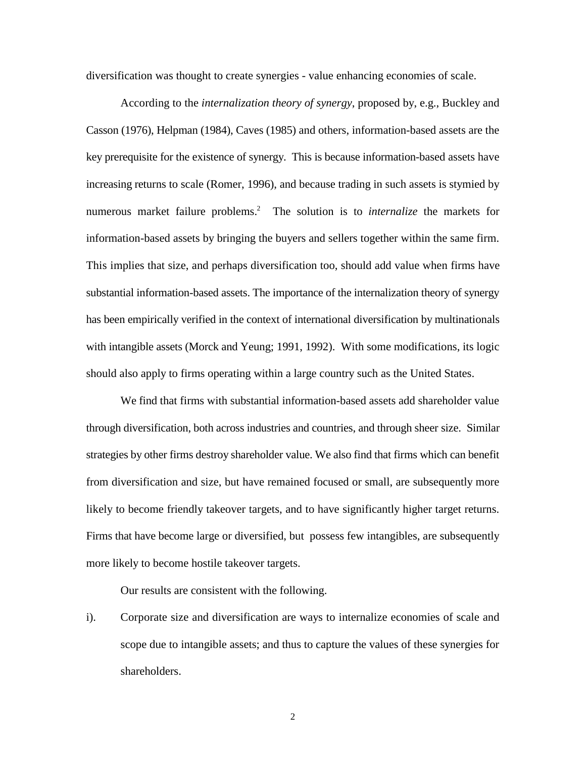diversification was thought to create synergies - value enhancing economies of scale.

According to the *internalization theory of synergy*, proposed by, e.g., Buckley and Casson (1976), Helpman (1984), Caves (1985) and others, information-based assets are the key prerequisite for the existence of synergy. This is because information-based assets have increasing returns to scale (Romer, 1996), and because trading in such assets is stymied by numerous market failure problems.[2] The solution is to *internalize* the markets for information-based assets by bringing the buyers and sellers together within the same firm. This implies that size, and perhaps diversification too, should add value when firms have substantial information-based assets. The importance of the internalization theory of synergy has been empirically verified in the context of international diversification by multinationals with intangible assets (Morck and Yeung; 1991, 1992). With some modifications, its logic should also apply to firms operating within a large country such as the United States.

We find that firms with substantial information-based assets add shareholder value through diversification, both across industries and countries, and through sheer size. Similar strategies by other firms destroy shareholder value. We also find that firms which can benefit from diversification and size, but have remained focused or small, are subsequently more likely to become friendly takeover targets, and to have significantly higher target returns. Firms that have become large or diversified, but possess few intangibles, are subsequently more likely to become hostile takeover targets.

Our results are consistent with the following.

i). Corporate size and diversification are ways to internalize economies of scale and scope due to intangible assets; and thus to capture the values of these synergies for shareholders.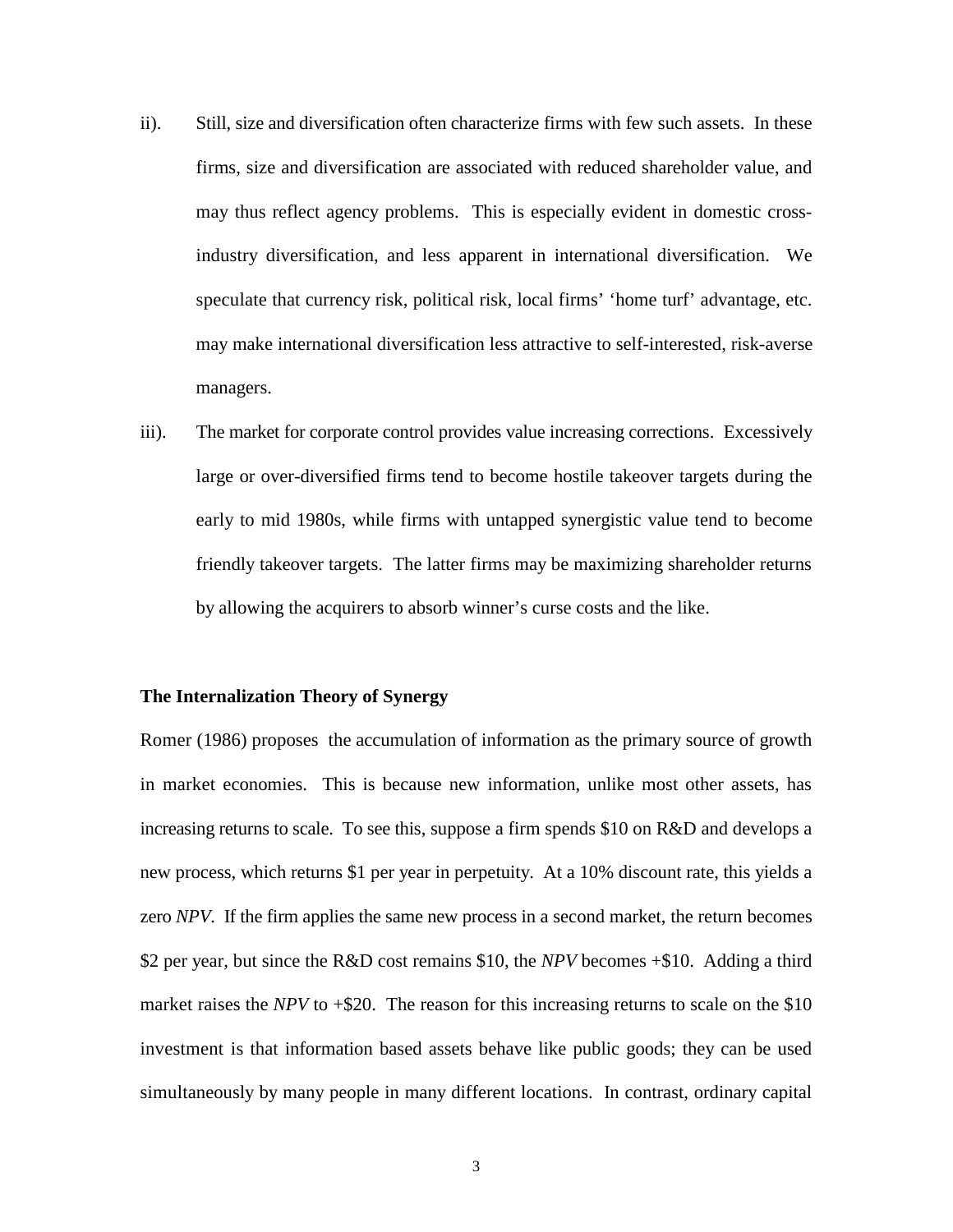ii). Still, size and diversification often characterize firms with few such assets. In these firms, size and diversification are associated with reduced shareholder value, and may thus reflect agency problems. This is especially evident in domestic cross-industry diversification, and less apparent in international diversification. We speculate that currency risk, political risk, local firms' 'home turf' advantage, etc. may make international diversification less attractive to self-interested, risk-averse managers.

iii). The market for corporate control provides value increasing corrections. Excessively large or over-diversified firms tend to become hostile takeover targets during the early to mid 1980s, while firms with untapped synergistic value tend to become friendly takeover targets. The latter firms may be maximizing shareholder returns by allowing the acquirers to absorb winner's curse costs and the like.

**The Internalization Theory of Synergy**

Romer (1986) proposes the accumulation of information as the primary source of growth in market economies. This is because new information, unlike most other assets, has increasing returns to scale. To see this, suppose a firm spends \$10 on R&D and develops a new process, which returns \$1 per year in perpetuity. At a 10% discount rate, this yields a zero *NPV*. If the firm applies the same new process in a second market, the return becomes \$2 per year, but since the R&D cost remains \$10, the *NPV* becomes +\$10. Adding a third market raises the *NPV* to +\$20. The reason for this increasing returns to scale on the \$10 investment is that information based assets behave like public goods; they can be used simultaneously by many people in many different locations. In contrast, ordinary capital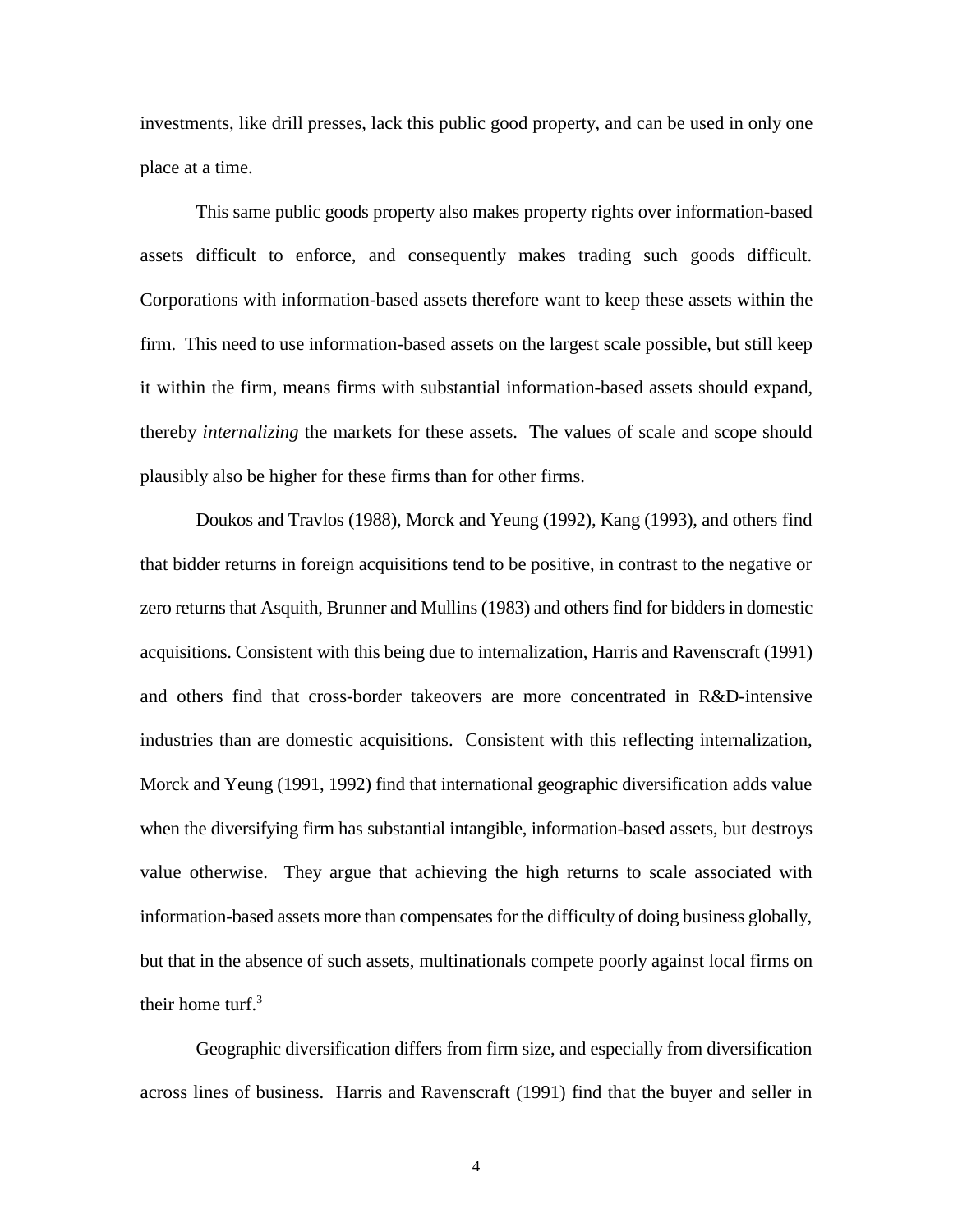investments, like drill presses, lack this public good property, and can be used in only one place at a time.

This same public goods property also makes property rights over information-based assets difficult to enforce, and consequently makes trading such goods difficult. Corporations with information-based assets therefore want to keep these assets within the firm. This need to use information-based assets on the largest scale possible, but still keep it within the firm, means firms with substantial information-based assets should expand, thereby *internalizing* the markets for these assets. The values of scale and scope should plausibly also be higher for these firms than for other firms.

Doukos and Travlos (1988), Morck and Yeung (1992), Kang (1993), and others find that bidder returns in foreign acquisitions tend to be positive, in contrast to the negative or zero returns that Asquith, Brunner and Mullins (1983) and others find for bidders in domestic acquisitions. Consistent with this being due to internalization, Harris and Ravenscraft (1991) and others find that cross-border takeovers are more concentrated in R&D-intensive industries than are domestic acquisitions. Consistent with this reflecting internalization, Morck and Yeung (1991, 1992) find that international geographic diversification adds value when the diversifying firm has substantial intangible, information-based assets, but destroys value otherwise. They argue that achieving the high returns to scale associated with information-based assets more than compensates for the difficulty of doing business globally, but that in the absence of such assets, multinationals compete poorly against local firms on their home turf.[3]

Geographic diversification differs from firm size, and especially from diversification across lines of business. Harris and Ravenscraft (1991) find that the buyer and seller in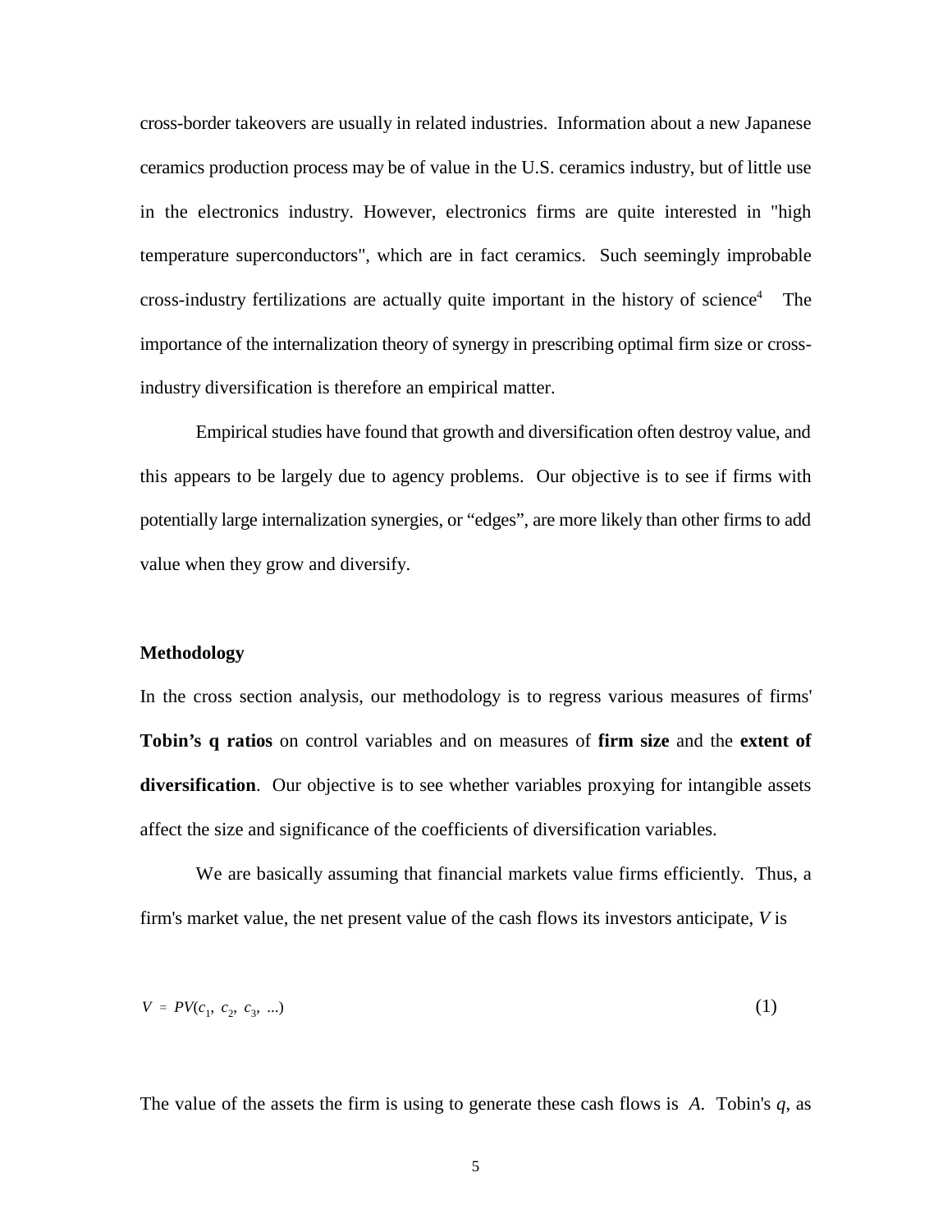cross-border takeovers are usually in related industries. Information about a new Japanese ceramics production process may be of value in the U.S. ceramics industry, but of little use in the electronics industry. However, electronics firms are quite interested in "high temperature superconductors", which are in fact ceramics. Such seemingly improbable cross-industry fertilizations are actually quite important in the history of science[4] The importance of the internalization theory of synergy in prescribing optimal firm size or cross-industry diversification is therefore an empirical matter.

Empirical studies have found that growth and diversification often destroy value, and this appears to be largely due to agency problems. Our objective is to see if firms with potentially large internalization synergies, or "edges", are more likely than other firms to add value when they grow and diversify.

**Methodology**

In the cross section analysis, our methodology is to regress various measures of firms' **Tobin's q ratios** on control variables and on measures of **firm size** and the **extent of diversification**. Our objective is to see whether variables proxying for intangible assets affect the size and significance of the coefficients of diversification variables.

We are basically assuming that financial markets value firms efficiently. Thus, a firm's market value, the net present value of the cash flows its investors anticipate, $V$ is

$$V = PV(c_1, c_2, c_3, \ldots) \tag{1}$$

The value of the assets the firm is using to generate these cash flows is $A$. Tobin's $q$, as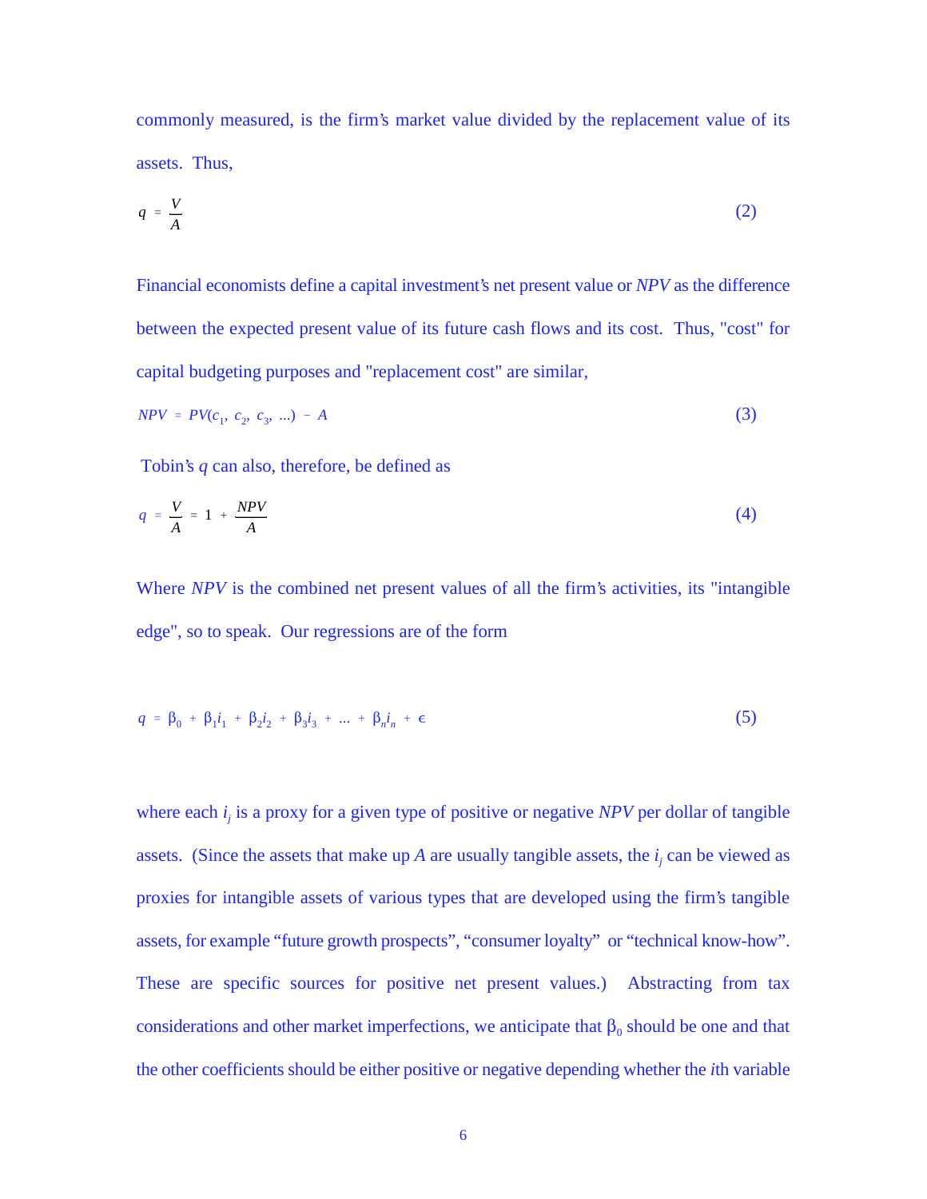commonly measured, is the firm's market value divided by the replacement value of its assets. Thus,

$$q = \frac{V}{A} \tag{2}$$

Financial economists define a capital investment's net present value or *NPV* as the difference between the expected present value of its future cash flows and its cost. Thus, "cost" for capital budgeting purposes and "replacement cost" are similar,

$$NPV = PV(c_1, c_2, c_3, \ldots) - A \tag{3}$$

Tobin's $q$ can also, therefore, be defined as

$$q = \frac{V}{A} = 1 + \frac{NPV}{A} \tag{4}$$

Where *NPV* is the combined net present values of all the firm's activities, its "intangible edge", so to speak. Our regressions are of the form

$$q = \beta_0 + \beta_1 i_1 + \beta_2 i_2 + \beta_3 i_3 + \ldots + \beta_n i_n + \epsilon \tag{5}$$

where each $i_j$ is a proxy for a given type of positive or negative *NPV* per dollar of tangible assets. (Since the assets that make up $A$ are usually tangible assets, the $i_j$ can be viewed as proxies for intangible assets of various types that are developed using the firm's tangible assets, for example "future growth prospects", "consumer loyalty" or "technical know-how". These are specific sources for positive net present values.) Abstracting from tax considerations and other market imperfections, we anticipate that $\beta_0$ should be one and that the other coefficients should be either positive or negative depending whether the *i*th variable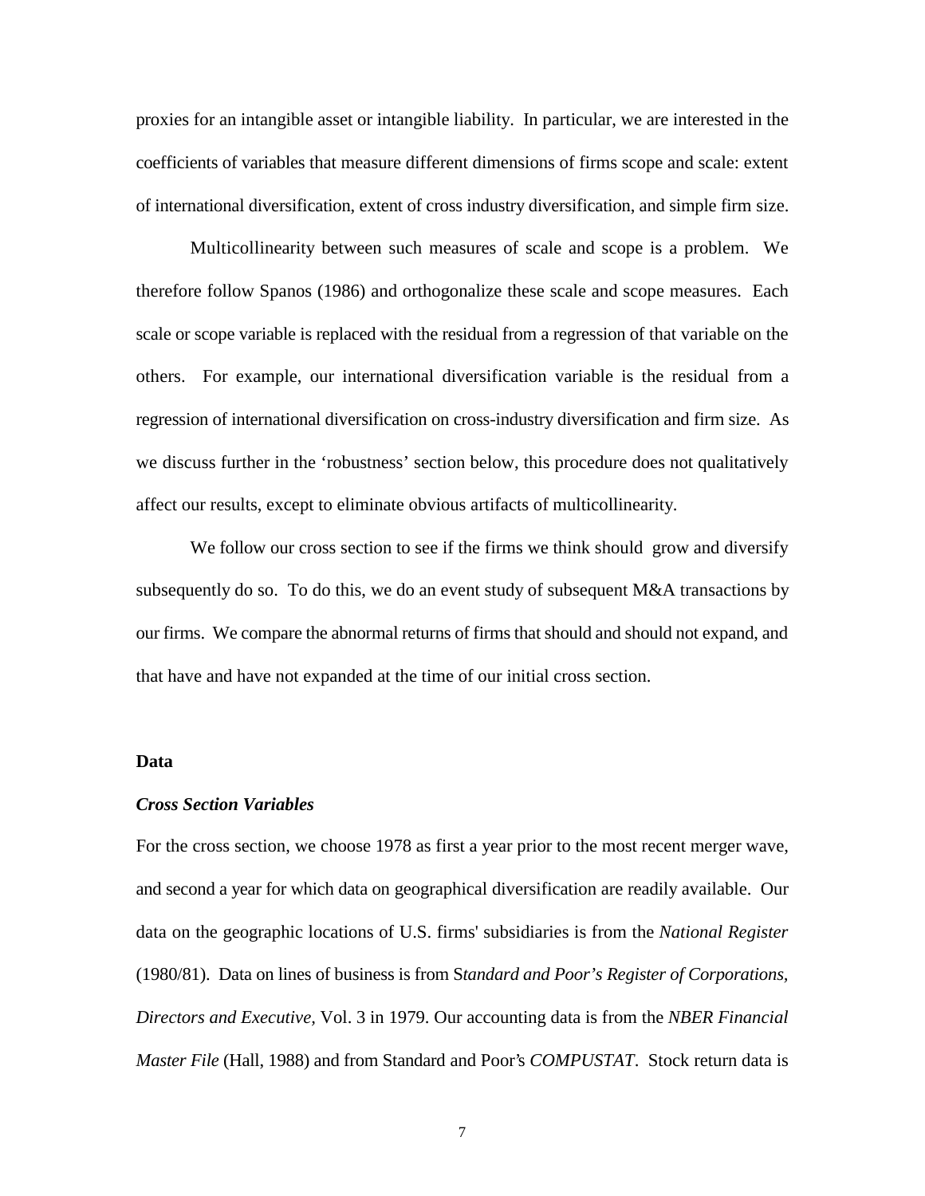proxies for an intangible asset or intangible liability. In particular, we are interested in the coefficients of variables that measure different dimensions of firms scope and scale: extent of international diversification, extent of cross industry diversification, and simple firm size.

Multicollinearity between such measures of scale and scope is a problem. We therefore follow Spanos (1986) and orthogonalize these scale and scope measures. Each scale or scope variable is replaced with the residual from a regression of that variable on the others. For example, our international diversification variable is the residual from a regression of international diversification on cross-industry diversification and firm size. As we discuss further in the 'robustness' section below, this procedure does not qualitatively affect our results, except to eliminate obvious artifacts of multicollinearity.

We follow our cross section to see if the firms we think should grow and diversify subsequently do so. To do this, we do an event study of subsequent M&A transactions by our firms. We compare the abnormal returns of firms that should and should not expand, and that have and have not expanded at the time of our initial cross section.

## Data

### *Cross Section Variables*

For the cross section, we choose 1978 as first a year prior to the most recent merger wave, and second a year for which data on geographical diversification are readily available. Our data on the geographic locations of U.S. firms' subsidiaries is from the *National Register* (1980/81). Data on lines of business is from S*tandard and Poor's Register of Corporations, Directors and Executive,* Vol. 3 in 1979. Our accounting data is from the *NBER Financial Master File* (Hall, 1988) and from Standard and Poor's *COMPUSTAT*. Stock return data is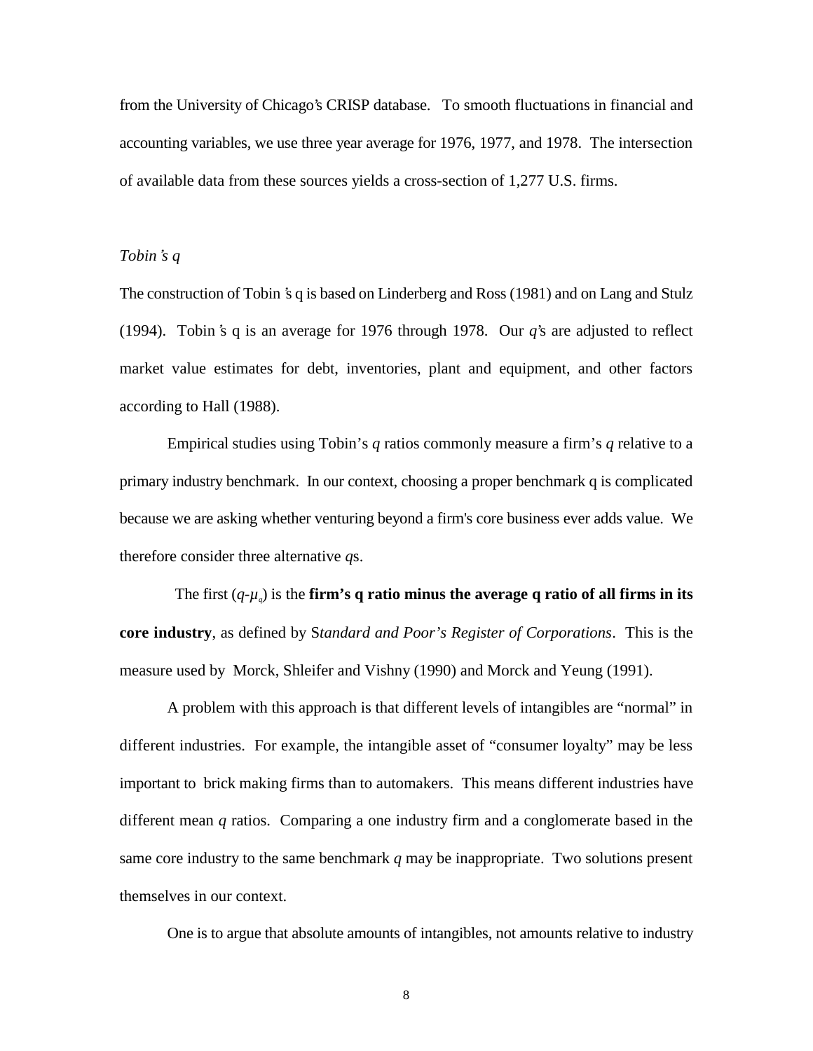from the University of Chicago's CRISP database. To smooth fluctuations in financial and accounting variables, we use three year average for 1976, 1977, and 1978. The intersection of available data from these sources yields a cross-section of 1,277 U.S. firms.

*Tobin's q*

The construction of Tobin's q is based on Linderberg and Ross (1981) and on Lang and Stulz (1994). Tobin's q is an average for 1976 through 1978. Our *q*'s are adjusted to reflect market value estimates for debt, inventories, plant and equipment, and other factors according to Hall (1988).

Empirical studies using Tobin's *q* ratios commonly measure a firm's *q* relative to a primary industry benchmark. In our context, choosing a proper benchmark q is complicated because we are asking whether venturing beyond a firm's core business ever adds value. We therefore consider three alternative *q*s.

The first ($q$-$\mu_q$) is the **firm's q ratio minus the average q ratio of all firms in its core industry**, as defined by S*tandard and Poor's Register of Corporations*. This is the measure used by Morck, Shleifer and Vishny (1990) and Morck and Yeung (1991).

A problem with this approach is that different levels of intangibles are "normal" in different industries. For example, the intangible asset of "consumer loyalty" may be less important to brick making firms than to automakers. This means different industries have different mean *q* ratios. Comparing a one industry firm and a conglomerate based in the same core industry to the same benchmark *q* may be inappropriate. Two solutions present themselves in our context.

One is to argue that absolute amounts of intangibles, not amounts relative to industry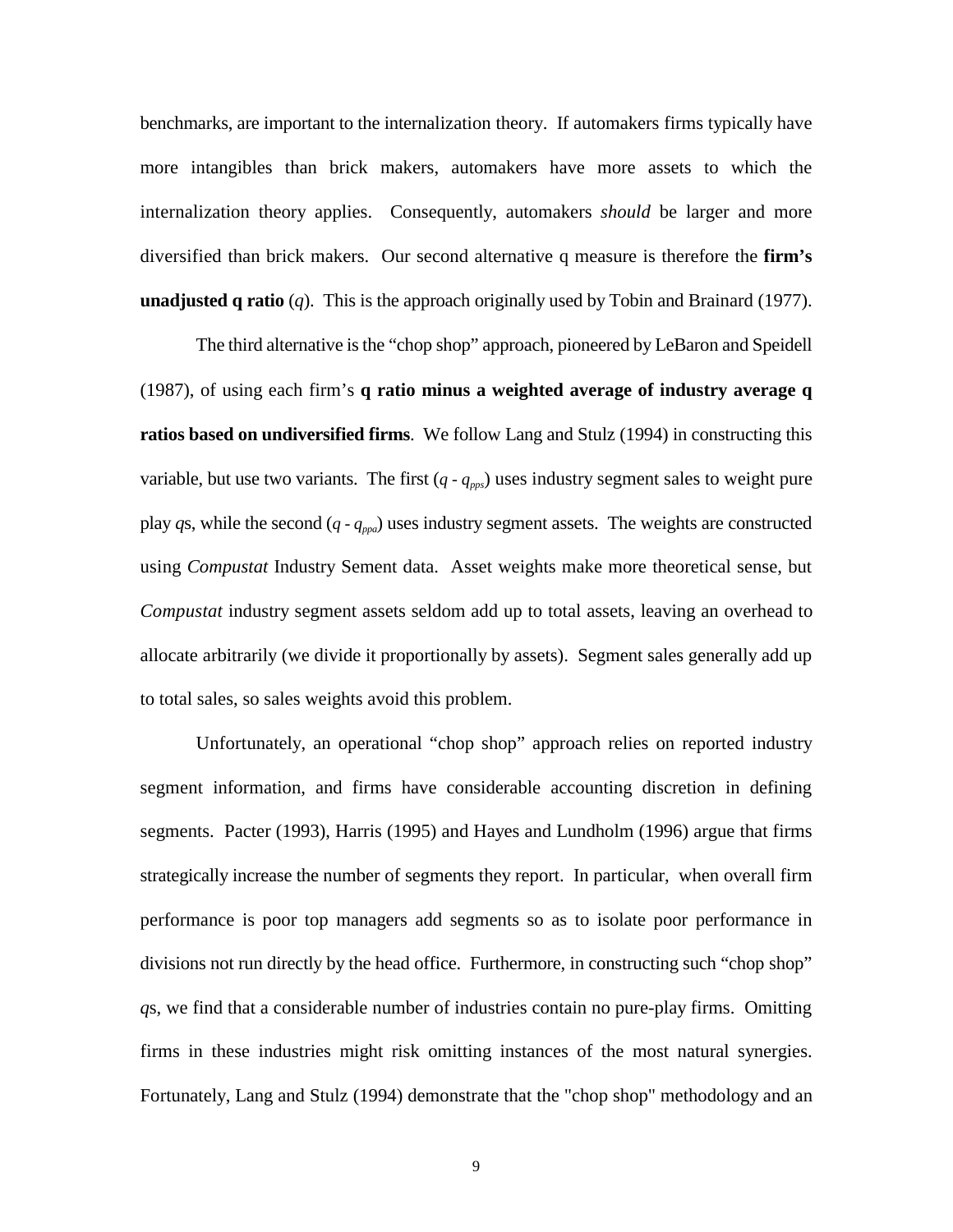benchmarks, are important to the internalization theory. If automakers firms typically have more intangibles than brick makers, automakers have more assets to which the internalization theory applies. Consequently, automakers *should* be larger and more diversified than brick makers. Our second alternative q measure is therefore the **firm's unadjusted q ratio** ($q$). This is the approach originally used by Tobin and Brainard (1977).

The third alternative is the "chop shop" approach, pioneered by LeBaron and Speidell (1987), of using each firm's **q ratio minus a weighted average of industry average q ratios based on undiversified firms**. We follow Lang and Stulz (1994) in constructing this variable, but use two variants. The first ($q - q_{pps}$) uses industry segment sales to weight pure play $q$s, while the second ($q - q_{ppa}$) uses industry segment assets. The weights are constructed using *Compustat* Industry Sement data. Asset weights make more theoretical sense, but *Compustat* industry segment assets seldom add up to total assets, leaving an overhead to allocate arbitrarily (we divide it proportionally by assets). Segment sales generally add up to total sales, so sales weights avoid this problem.

Unfortunately, an operational "chop shop" approach relies on reported industry segment information, and firms have considerable accounting discretion in defining segments. Pacter (1993), Harris (1995) and Hayes and Lundholm (1996) argue that firms strategically increase the number of segments they report. In particular, when overall firm performance is poor top managers add segments so as to isolate poor performance in divisions not run directly by the head office. Furthermore, in constructing such "chop shop" $q$s, we find that a considerable number of industries contain no pure-play firms. Omitting firms in these industries might risk omitting instances of the most natural synergies. Fortunately, Lang and Stulz (1994) demonstrate that the "chop shop" methodology and an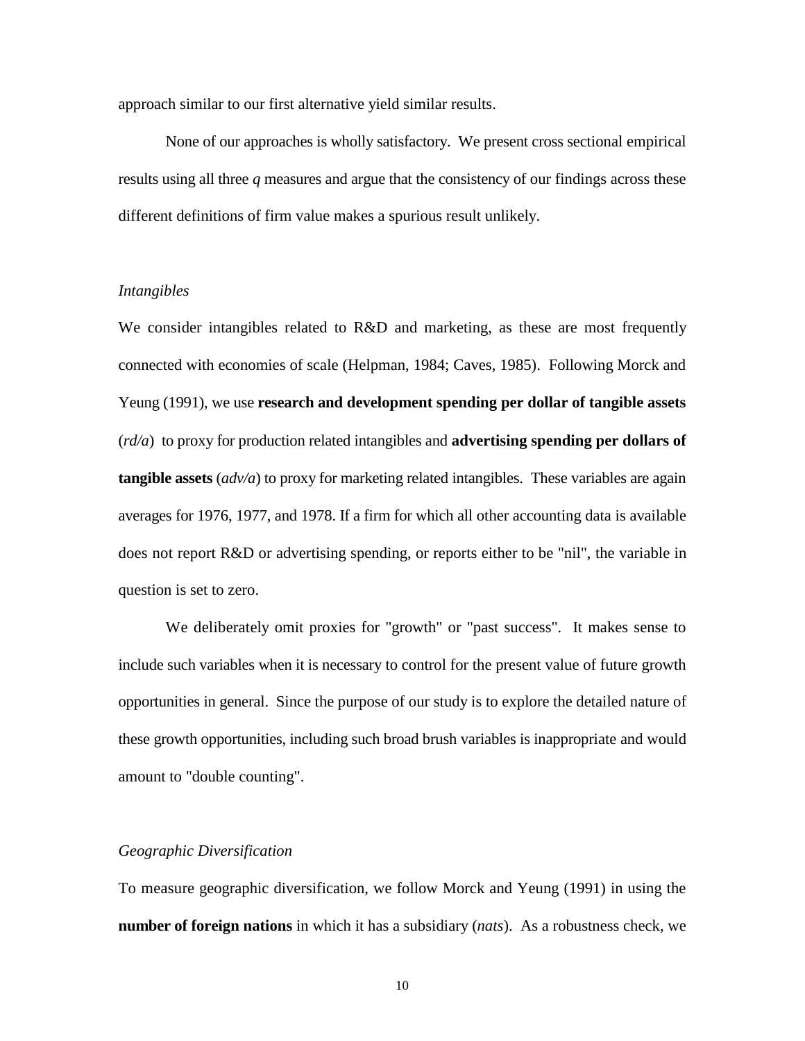approach similar to our first alternative yield similar results.

None of our approaches is wholly satisfactory. We present cross sectional empirical results using all three *q* measures and argue that the consistency of our findings across these different definitions of firm value makes a spurious result unlikely.

### *Intangibles*

We consider intangibles related to R&D and marketing, as these are most frequently connected with economies of scale (Helpman, 1984; Caves, 1985). Following Morck and Yeung (1991), we use **research and development spending per dollar of tangible assets** (*rd/a*) to proxy for production related intangibles and **advertising spending per dollars of tangible assets** (*adv/a*) to proxy for marketing related intangibles. These variables are again averages for 1976, 1977, and 1978. If a firm for which all other accounting data is available does not report R&D or advertising spending, or reports either to be "nil", the variable in question is set to zero.

We deliberately omit proxies for "growth" or "past success". It makes sense to include such variables when it is necessary to control for the present value of future growth opportunities in general. Since the purpose of our study is to explore the detailed nature of these growth opportunities, including such broad brush variables is inappropriate and would amount to "double counting".

### *Geographic Diversification*

To measure geographic diversification, we follow Morck and Yeung (1991) in using the **number of foreign nations** in which it has a subsidiary (*nats*). As a robustness check, we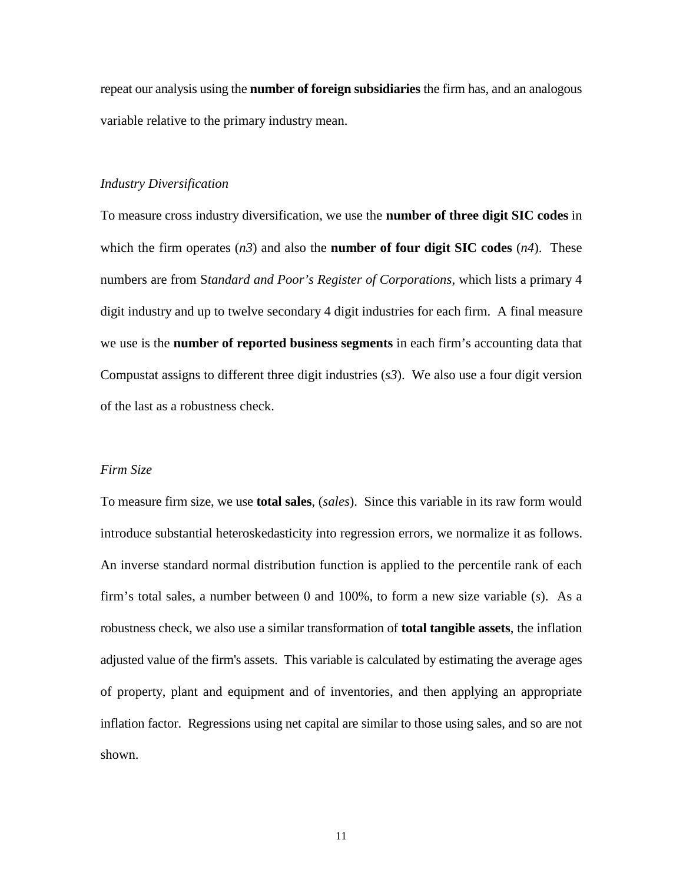repeat our analysis using the **number of foreign subsidiaries** the firm has, and an analogous variable relative to the primary industry mean.

*Industry Diversification*

To measure cross industry diversification, we use the **number of three digit SIC codes** in which the firm operates (*n3*) and also the **number of four digit SIC codes** (*n4*). These numbers are from S*tandard and Poor's Register of Corporations*, which lists a primary 4 digit industry and up to twelve secondary 4 digit industries for each firm. A final measure we use is the **number of reported business segments** in each firm's accounting data that Compustat assigns to different three digit industries (*s3*). We also use a four digit version of the last as a robustness check.

*Firm Size*

To measure firm size, we use **total sales**, (*sales*). Since this variable in its raw form would introduce substantial heteroskedasticity into regression errors, we normalize it as follows. An inverse standard normal distribution function is applied to the percentile rank of each firm's total sales, a number between 0 and 100%, to form a new size variable (*s*). As a robustness check, we also use a similar transformation of **total tangible assets**, the inflation adjusted value of the firm's assets. This variable is calculated by estimating the average ages of property, plant and equipment and of inventories, and then applying an appropriate inflation factor. Regressions using net capital are similar to those using sales, and so are not shown.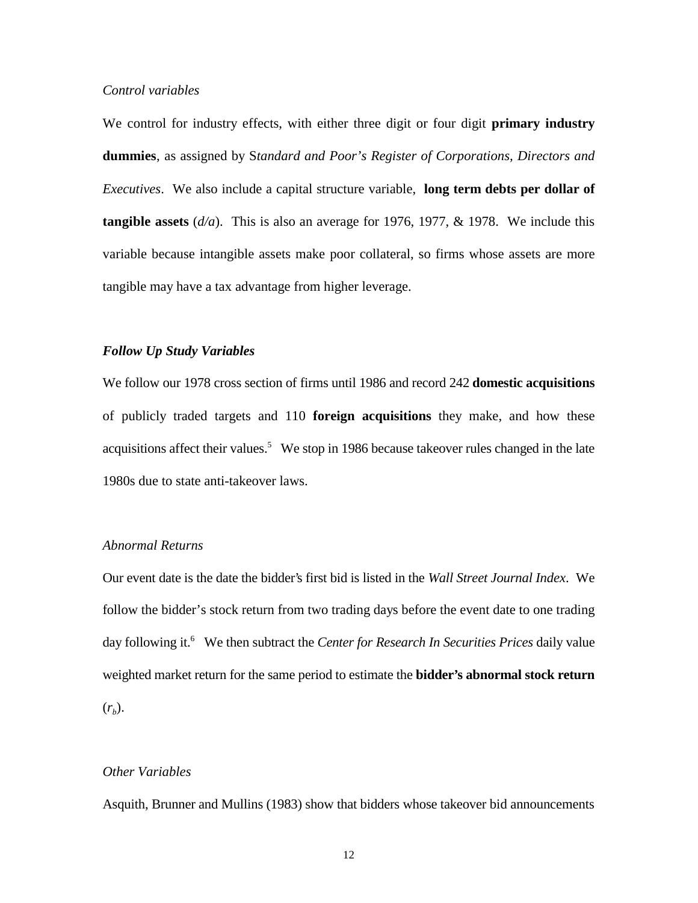*Control variables*

We control for industry effects, with either three digit or four digit **primary industry dummies**, as assigned by S*tandard and Poor's Register of Corporations, Directors and Executives*. We also include a capital structure variable, **long term debts per dollar of tangible assets** (*d/a*). This is also an average for 1976, 1977, & 1978. We include this variable because intangible assets make poor collateral, so firms whose assets are more tangible may have a tax advantage from higher leverage.

***Follow Up Study Variables***

We follow our 1978 cross section of firms until 1986 and record 242 **domestic acquisitions** of publicly traded targets and 110 **foreign acquisitions** they make, and how these acquisitions affect their values.[5] We stop in 1986 because takeover rules changed in the late 1980s due to state anti-takeover laws.

*Abnormal Returns*

Our event date is the date the bidder's first bid is listed in the *Wall Street Journal Index*. We follow the bidder's stock return from two trading days before the event date to one trading day following it.[6] We then subtract the *Center for Research In Securities Prices* daily value weighted market return for the same period to estimate the **bidder's abnormal stock return** ($r_b$).

*Other Variables*

Asquith, Brunner and Mullins (1983) show that bidders whose takeover bid announcements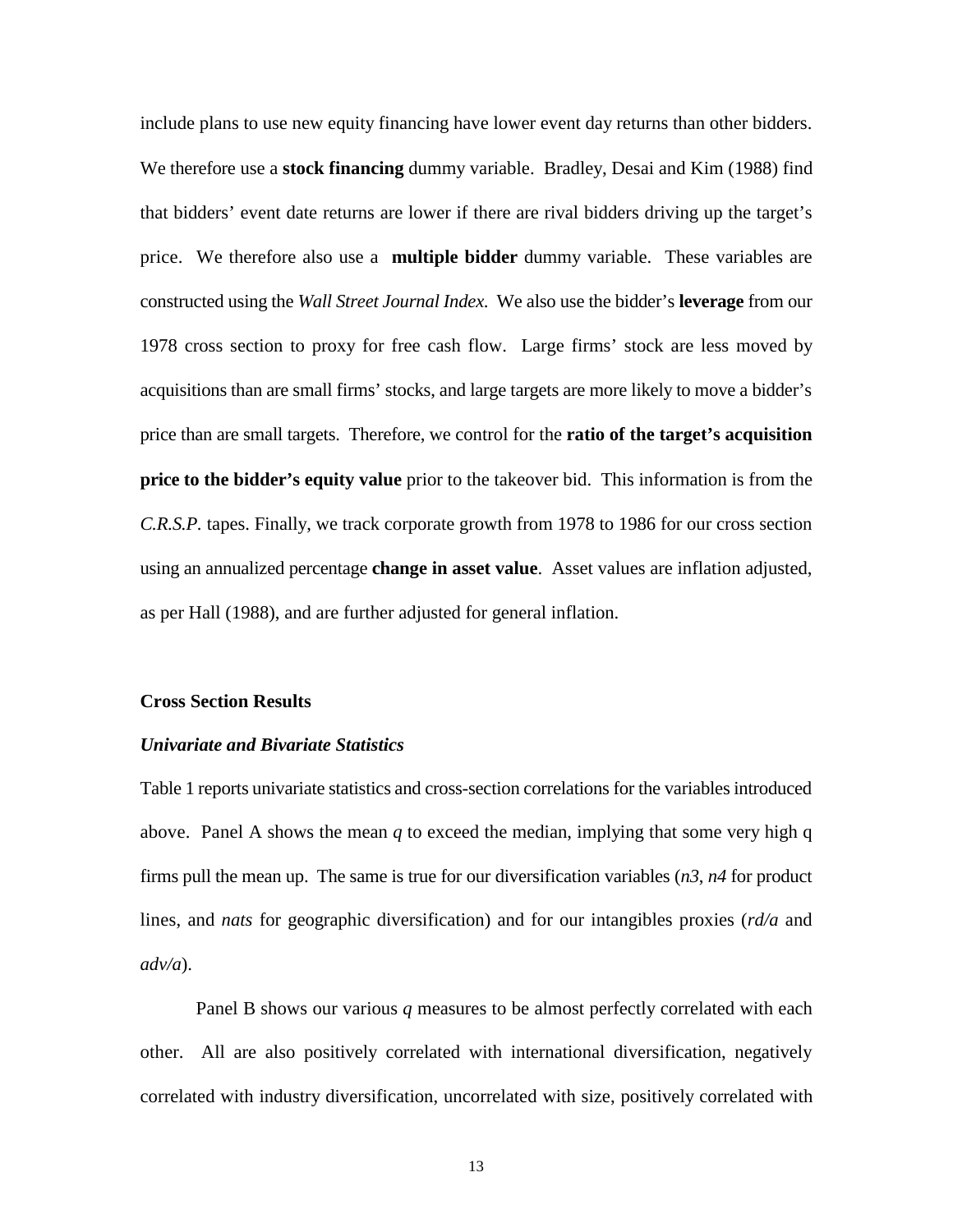include plans to use new equity financing have lower event day returns than other bidders. We therefore use a **stock financing** dummy variable. Bradley, Desai and Kim (1988) find that bidders' event date returns are lower if there are rival bidders driving up the target's price. We therefore also use a **multiple bidder** dummy variable. These variables are constructed using the *Wall Street Journal Index.* We also use the bidder's **leverage** from our 1978 cross section to proxy for free cash flow. Large firms' stock are less moved by acquisitions than are small firms' stocks, and large targets are more likely to move a bidder's price than are small targets. Therefore, we control for the **ratio of the target's acquisition price to the bidder's equity value** prior to the takeover bid. This information is from the *C.R.S.P.* tapes. Finally, we track corporate growth from 1978 to 1986 for our cross section using an annualized percentage **change in asset value**. Asset values are inflation adjusted, as per Hall (1988), and are further adjusted for general inflation.

### Cross Section Results

#### *Univariate and Bivariate Statistics*

Table 1 reports univariate statistics and cross-section correlations for the variables introduced above. Panel A shows the mean *q* to exceed the median, implying that some very high q firms pull the mean up. The same is true for our diversification variables (*n3*, *n4* for product lines, and *nats* for geographic diversification) and for our intangibles proxies (*rd/a* and *adv/a*).

Panel B shows our various *q* measures to be almost perfectly correlated with each other. All are also positively correlated with international diversification, negatively correlated with industry diversification, uncorrelated with size, positively correlated with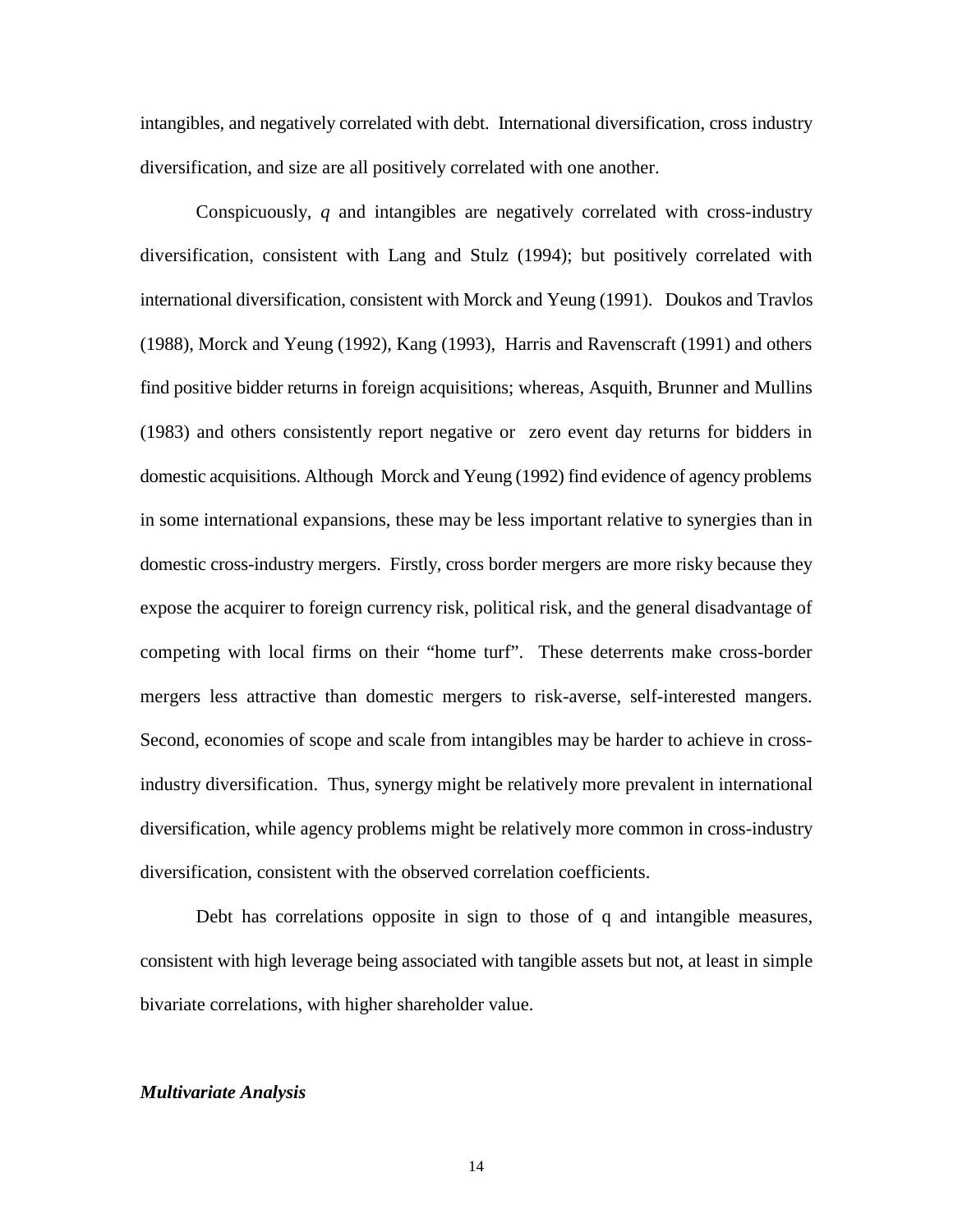intangibles, and negatively correlated with debt. International diversification, cross industry diversification, and size are all positively correlated with one another.

Conspicuously, *q* and intangibles are negatively correlated with cross-industry diversification, consistent with Lang and Stulz (1994); but positively correlated with international diversification, consistent with Morck and Yeung (1991). Doukos and Travlos (1988), Morck and Yeung (1992), Kang (1993), Harris and Ravenscraft (1991) and others find positive bidder returns in foreign acquisitions; whereas, Asquith, Brunner and Mullins (1983) and others consistently report negative or zero event day returns for bidders in domestic acquisitions. Although Morck and Yeung (1992) find evidence of agency problems in some international expansions, these may be less important relative to synergies than in domestic cross-industry mergers. Firstly, cross border mergers are more risky because they expose the acquirer to foreign currency risk, political risk, and the general disadvantage of competing with local firms on their "home turf". These deterrents make cross-border mergers less attractive than domestic mergers to risk-averse, self-interested mangers. Second, economies of scope and scale from intangibles may be harder to achieve in cross-industry diversification. Thus, synergy might be relatively more prevalent in international diversification, while agency problems might be relatively more common in cross-industry diversification, consistent with the observed correlation coefficients.

Debt has correlations opposite in sign to those of q and intangible measures, consistent with high leverage being associated with tangible assets but not, at least in simple bivariate correlations, with higher shareholder value.

### *Multivariate Analysis*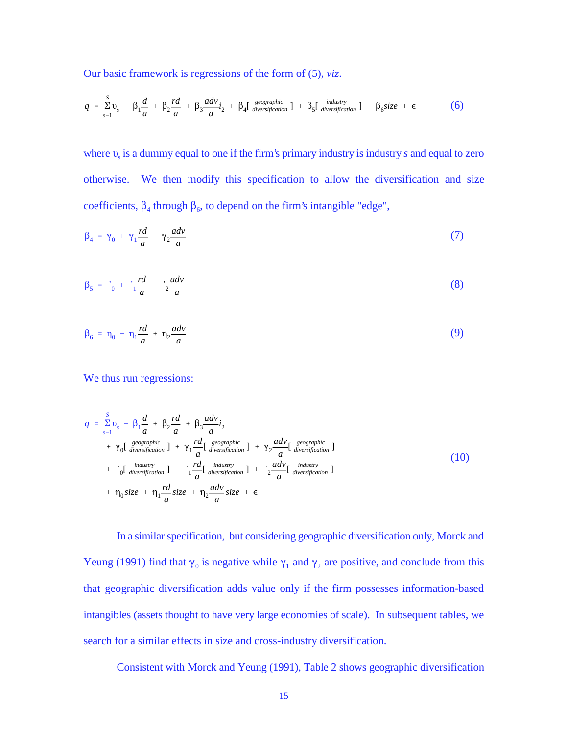Our basic framework is regressions of the form of (5), *viz*.

$$q = \sum_{s=1}^{S} \upsilon_s + \beta_1 \frac{d}{a} + \beta_2 \frac{rd}{a} + \beta_3 \frac{adv}{a} i_2 + \beta_4 [\begin{smallmatrix} \text{geographic} \\ \text{diversification} \end{smallmatrix}] + \beta_5 [\begin{smallmatrix} \text{industry} \\ \text{diversification} \end{smallmatrix}] + \beta_6 size + \epsilon \tag{6}$$

where $\upsilon_s$ is a dummy equal to one if the firm's primary industry is industry $s$ and equal to zero otherwise. We then modify this specification to allow the diversification and size coefficients, $\beta_4$ through $\beta_6$, to depend on the firm's intangible "edge",

$$\beta_4 = \gamma_0 + \gamma_1 \frac{rd}{a} + \gamma_2 \frac{adv}{a} \tag{7}$$

$$\beta_5 = {}'_0 + {}'_1 \frac{rd}{a} + {}'_2 \frac{adv}{a} \tag{8}$$

$$\beta_6 = \eta_0 + \eta_1 \frac{rd}{a} + \eta_2 \frac{adv}{a} \tag{9}$$

We thus run regressions:

$$\begin{aligned} q = & \sum_{s=1}^{S} \upsilon_s + \beta_1 \frac{d}{a} + \beta_2 \frac{rd}{a} + \beta_3 \frac{adv}{a} i_2 \\ & + \gamma_0 [\begin{smallmatrix} \text{geographic} \\ \text{diversification} \end{smallmatrix}] + \gamma_1 \frac{rd}{a} [\begin{smallmatrix} \text{geographic} \\ \text{diversification} \end{smallmatrix}] + \gamma_2 \frac{adv}{a} [\begin{smallmatrix} \text{geographic} \\ \text{diversification} \end{smallmatrix}] \\ & + {}'_0 [\begin{smallmatrix} \text{industry} \\ \text{diversification} \end{smallmatrix}] + {}'_1 \frac{rd}{a} [\begin{smallmatrix} \text{industry} \\ \text{diversification} \end{smallmatrix}] + {}'_2 \frac{adv}{a} [\begin{smallmatrix} \text{industry} \\ \text{diversification} \end{smallmatrix}] \\ & + \eta_0 size + \eta_1 \frac{rd}{a} size + \eta_2 \frac{adv}{a} size + \epsilon \end{aligned} \tag{10}$$

In a similar specification, but considering geographic diversification only, Morck and Yeung (1991) find that $\gamma_0$ is negative while $\gamma_1$ and $\gamma_2$ are positive, and conclude from this that geographic diversification adds value only if the firm possesses information-based intangibles (assets thought to have very large economies of scale). In subsequent tables, we search for a similar effects in size and cross-industry diversification.

Consistent with Morck and Yeung (1991), Table 2 shows geographic diversification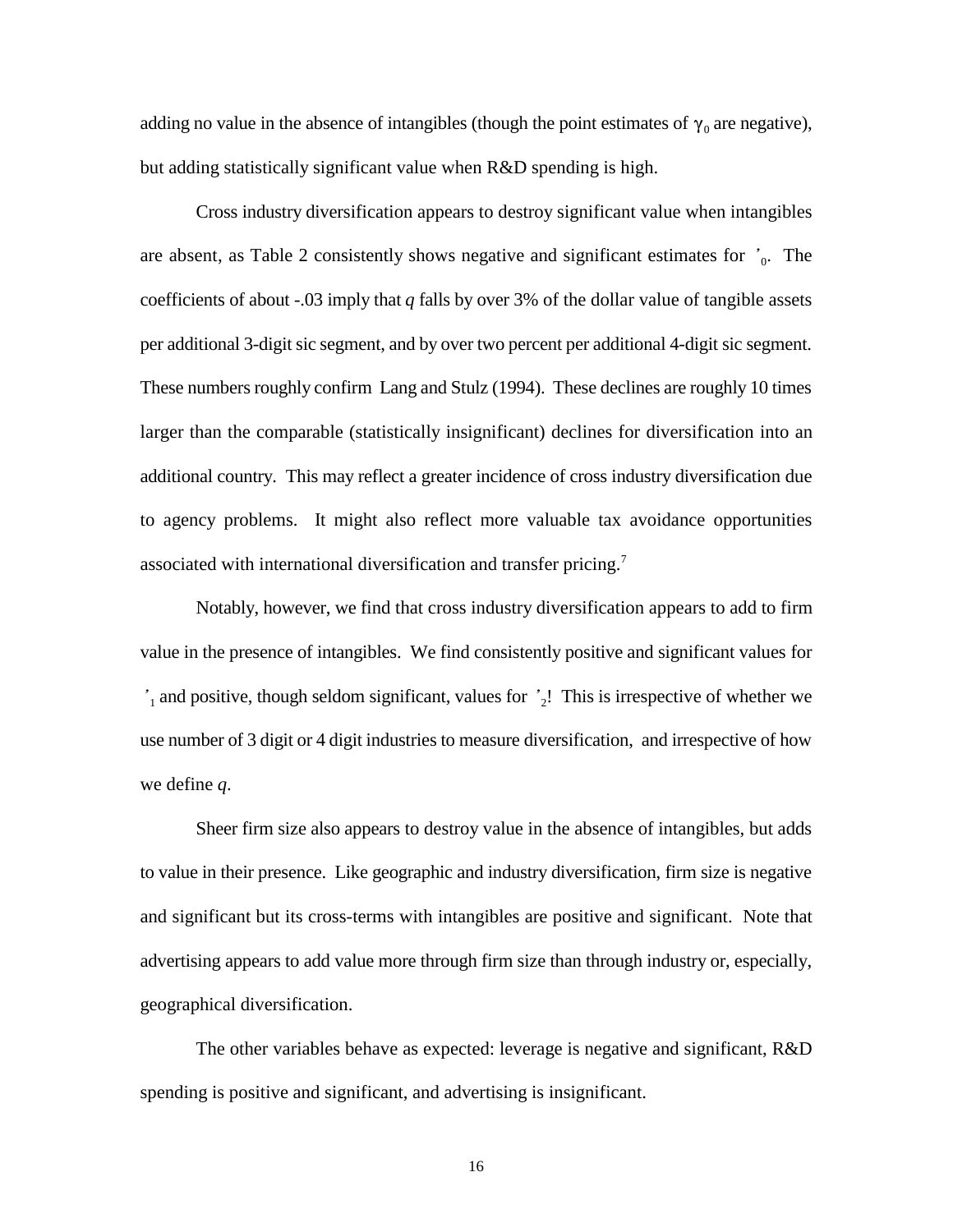adding no value in the absence of intangibles (though the point estimates of $\gamma_0$ are negative), but adding statistically significant value when R&D spending is high.

Cross industry diversification appears to destroy significant value when intangibles are absent, as Table 2 consistently shows negative and significant estimates for $'_0$. The coefficients of about -.03 imply that *q* falls by over 3% of the dollar value of tangible assets per additional 3-digit sic segment, and by over two percent per additional 4-digit sic segment. These numbers roughly confirm Lang and Stulz (1994). These declines are roughly 10 times larger than the comparable (statistically insignificant) declines for diversification into an additional country. This may reflect a greater incidence of cross industry diversification due to agency problems. It might also reflect more valuable tax avoidance opportunities associated with international diversification and transfer pricing.[7]

Notably, however, we find that cross industry diversification appears to add to firm value in the presence of intangibles. We find consistently positive and significant values for $'_1$ and positive, though seldom significant, values for $'_2$! This is irrespective of whether we use number of 3 digit or 4 digit industries to measure diversification, and irrespective of how we define *q*.

Sheer firm size also appears to destroy value in the absence of intangibles, but adds to value in their presence. Like geographic and industry diversification, firm size is negative and significant but its cross-terms with intangibles are positive and significant. Note that advertising appears to add value more through firm size than through industry or, especially, geographical diversification.

The other variables behave as expected: leverage is negative and significant, R&D spending is positive and significant, and advertising is insignificant.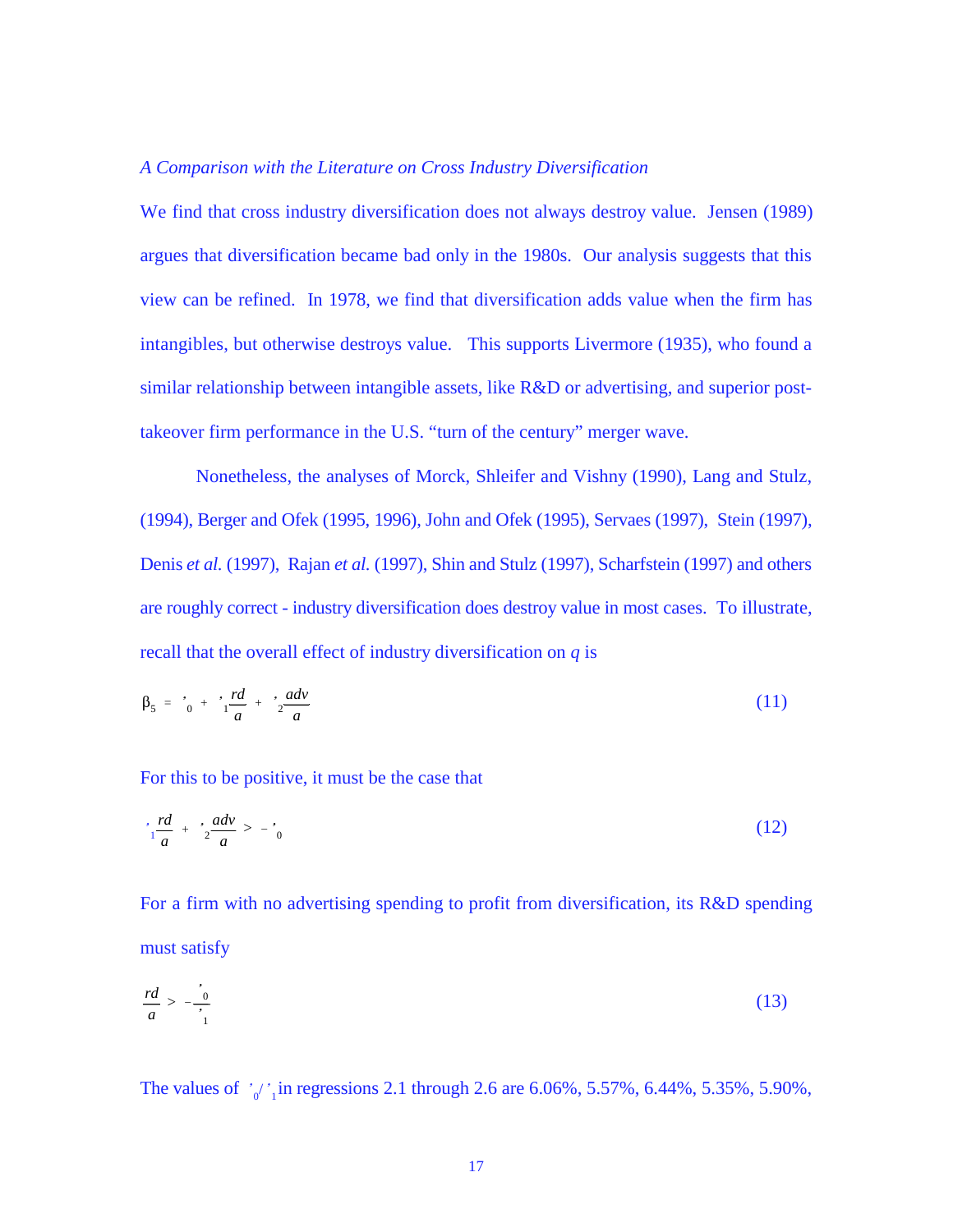*A Comparison with the Literature on Cross Industry Diversification*

We find that cross industry diversification does not always destroy value. Jensen (1989) argues that diversification became bad only in the 1980s. Our analysis suggests that this view can be refined. In 1978, we find that diversification adds value when the firm has intangibles, but otherwise destroys value. This supports Livermore (1935), who found a similar relationship between intangible assets, like R&D or advertising, and superior post-takeover firm performance in the U.S. "turn of the century" merger wave.

Nonetheless, the analyses of Morck, Shleifer and Vishny (1990), Lang and Stulz, (1994), Berger and Ofek (1995, 1996), John and Ofek (1995), Servaes (1997), Stein (1997), Denis *et al.* (1997), Rajan *et al.* (1997), Shin and Stulz (1997), Scharfstein (1997) and others are roughly correct - industry diversification does destroy value in most cases. To illustrate, recall that the overall effect of industry diversification on $q$ is

$$\beta_5 = \gamma_0 + \gamma_1 \frac{rd}{a} + \gamma_2 \frac{adv}{a} \tag{11}$$

For this to be positive, it must be the case that

$$\gamma_1 \frac{rd}{a} + \gamma_2 \frac{adv}{a} > -\gamma_0 \tag{12}$$

For a firm with no advertising spending to profit from diversification, its R&D spending must satisfy

$$\frac{rd}{a} > -\frac{\gamma_0}{\gamma_1} \tag{13}$$

The values of $\gamma_0/\gamma_1$ in regressions 2.1 through 2.6 are 6.06%, 5.57%, 6.44%, 5.35%, 5.90%,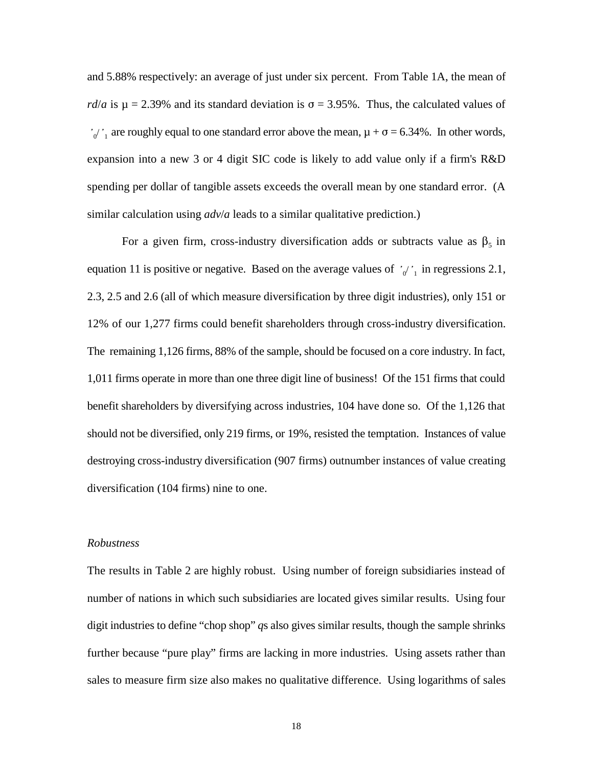and 5.88% respectively: an average of just under six percent. From Table 1A, the mean of *rd*/*a* is $\mu$ = 2.39% and its standard deviation is $\sigma$ = 3.95%. Thus, the calculated values of $\gamma_0/\gamma_1$ are roughly equal to one standard error above the mean, $\mu + \sigma$ = 6.34%. In other words, expansion into a new 3 or 4 digit SIC code is likely to add value only if a firm's R&D spending per dollar of tangible assets exceeds the overall mean by one standard error. (A similar calculation using *adv*/*a* leads to a similar qualitative prediction.)

For a given firm, cross-industry diversification adds or subtracts value as $\beta_5$ in equation 11 is positive or negative. Based on the average values of $\gamma_0/\gamma_1$ in regressions 2.1, 2.3, 2.5 and 2.6 (all of which measure diversification by three digit industries), only 151 or 12% of our 1,277 firms could benefit shareholders through cross-industry diversification. The remaining 1,126 firms, 88% of the sample, should be focused on a core industry. In fact, 1,011 firms operate in more than one three digit line of business! Of the 151 firms that could benefit shareholders by diversifying across industries, 104 have done so. Of the 1,126 that should not be diversified, only 219 firms, or 19%, resisted the temptation. Instances of value destroying cross-industry diversification (907 firms) outnumber instances of value creating diversification (104 firms) nine to one.

*Robustness*

The results in Table 2 are highly robust. Using number of foreign subsidiaries instead of number of nations in which such subsidiaries are located gives similar results. Using four digit industries to define "chop shop" *q*s also gives similar results, though the sample shrinks further because "pure play" firms are lacking in more industries. Using assets rather than sales to measure firm size also makes no qualitative difference. Using logarithms of sales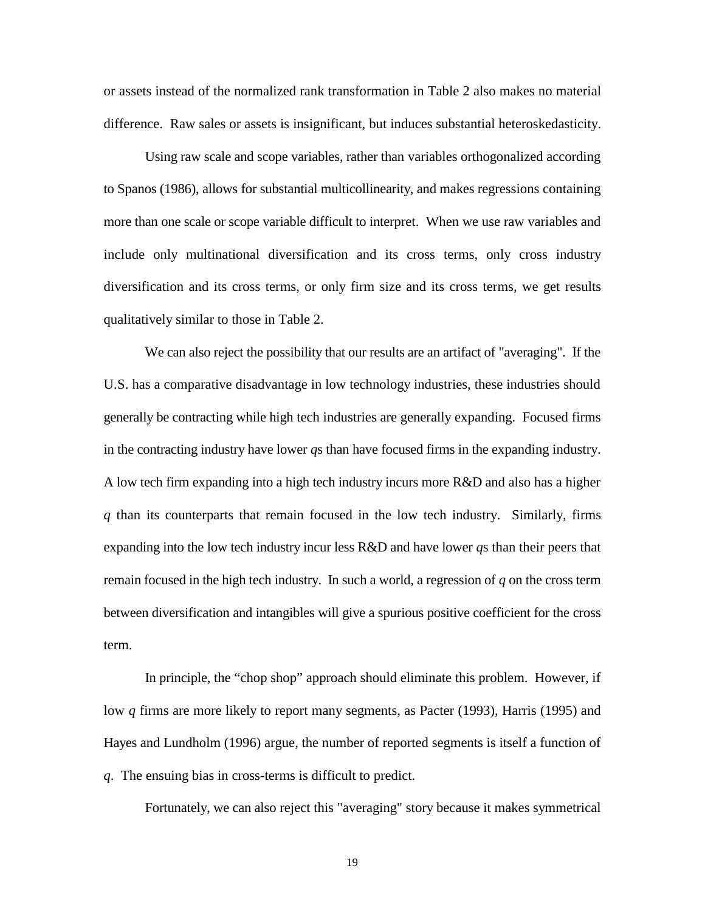or assets instead of the normalized rank transformation in Table 2 also makes no material difference. Raw sales or assets is insignificant, but induces substantial heteroskedasticity.

Using raw scale and scope variables, rather than variables orthogonalized according to Spanos (1986), allows for substantial multicollinearity, and makes regressions containing more than one scale or scope variable difficult to interpret. When we use raw variables and include only multinational diversification and its cross terms, only cross industry diversification and its cross terms, or only firm size and its cross terms, we get results qualitatively similar to those in Table 2.

We can also reject the possibility that our results are an artifact of "averaging". If the U.S. has a comparative disadvantage in low technology industries, these industries should generally be contracting while high tech industries are generally expanding. Focused firms in the contracting industry have lower *q*s than have focused firms in the expanding industry. A low tech firm expanding into a high tech industry incurs more R&D and also has a higher *q* than its counterparts that remain focused in the low tech industry. Similarly, firms expanding into the low tech industry incur less R&D and have lower *q*s than their peers that remain focused in the high tech industry. In such a world, a regression of *q* on the cross term between diversification and intangibles will give a spurious positive coefficient for the cross term.

In principle, the "chop shop" approach should eliminate this problem. However, if low *q* firms are more likely to report many segments, as Pacter (1993), Harris (1995) and Hayes and Lundholm (1996) argue, the number of reported segments is itself a function of *q*. The ensuing bias in cross-terms is difficult to predict.

Fortunately, we can also reject this "averaging" story because it makes symmetrical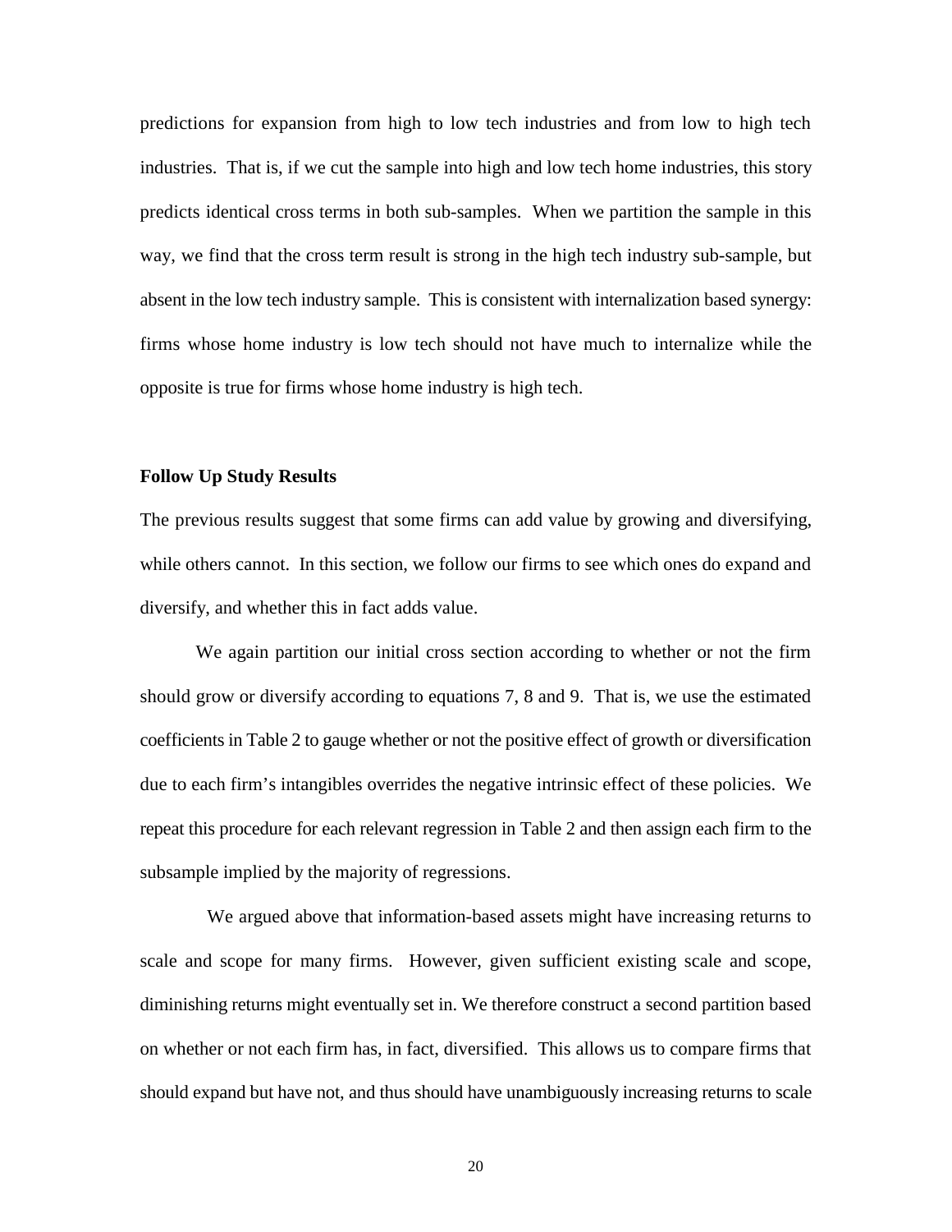predictions for expansion from high to low tech industries and from low to high tech industries. That is, if we cut the sample into high and low tech home industries, this story predicts identical cross terms in both sub-samples. When we partition the sample in this way, we find that the cross term result is strong in the high tech industry sub-sample, but absent in the low tech industry sample. This is consistent with internalization based synergy: firms whose home industry is low tech should not have much to internalize while the opposite is true for firms whose home industry is high tech.

**Follow Up Study Results**

The previous results suggest that some firms can add value by growing and diversifying, while others cannot. In this section, we follow our firms to see which ones do expand and diversify, and whether this in fact adds value.

We again partition our initial cross section according to whether or not the firm should grow or diversify according to equations 7, 8 and 9. That is, we use the estimated coefficients in Table 2 to gauge whether or not the positive effect of growth or diversification due to each firm's intangibles overrides the negative intrinsic effect of these policies. We repeat this procedure for each relevant regression in Table 2 and then assign each firm to the subsample implied by the majority of regressions.

We argued above that information-based assets might have increasing returns to scale and scope for many firms. However, given sufficient existing scale and scope, diminishing returns might eventually set in. We therefore construct a second partition based on whether or not each firm has, in fact, diversified. This allows us to compare firms that should expand but have not, and thus should have unambiguously increasing returns to scale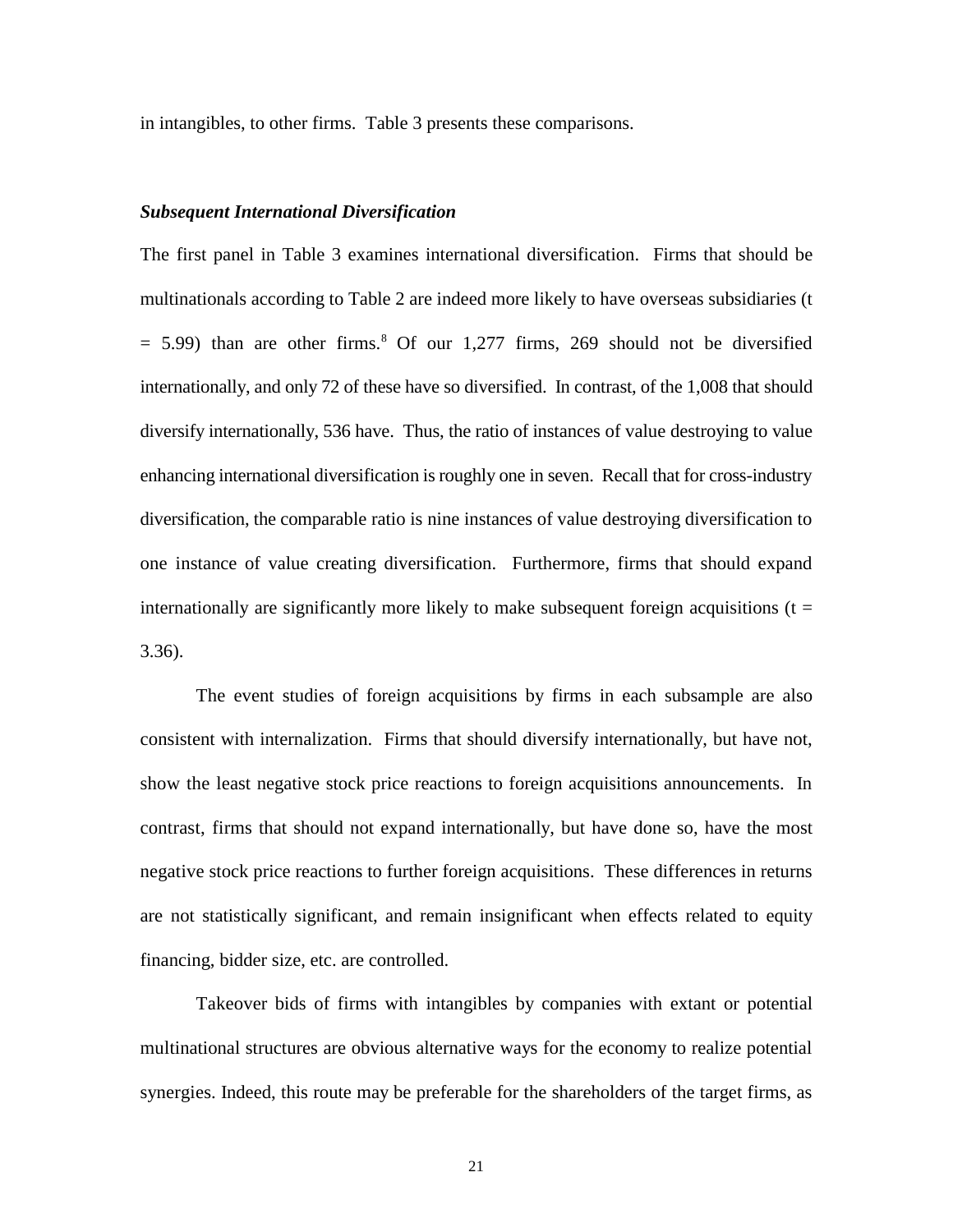in intangibles, to other firms. Table 3 presents these comparisons.

### *Subsequent International Diversification*

The first panel in Table 3 examines international diversification. Firms that should be multinationals according to Table 2 are indeed more likely to have overseas subsidiaries ($t = 5.99$) than are other firms.[8] Of our 1,277 firms, 269 should not be diversified internationally, and only 72 of these have so diversified. In contrast, of the 1,008 that should diversify internationally, 536 have. Thus, the ratio of instances of value destroying to value enhancing international diversification is roughly one in seven. Recall that for cross-industry diversification, the comparable ratio is nine instances of value destroying diversification to one instance of value creating diversification. Furthermore, firms that should expand internationally are significantly more likely to make subsequent foreign acquisitions ($t = 3.36$).

The event studies of foreign acquisitions by firms in each subsample are also consistent with internalization. Firms that should diversify internationally, but have not, show the least negative stock price reactions to foreign acquisitions announcements. In contrast, firms that should not expand internationally, but have done so, have the most negative stock price reactions to further foreign acquisitions. These differences in returns are not statistically significant, and remain insignificant when effects related to equity financing, bidder size, etc. are controlled.

Takeover bids of firms with intangibles by companies with extant or potential multinational structures are obvious alternative ways for the economy to realize potential synergies. Indeed, this route may be preferable for the shareholders of the target firms, as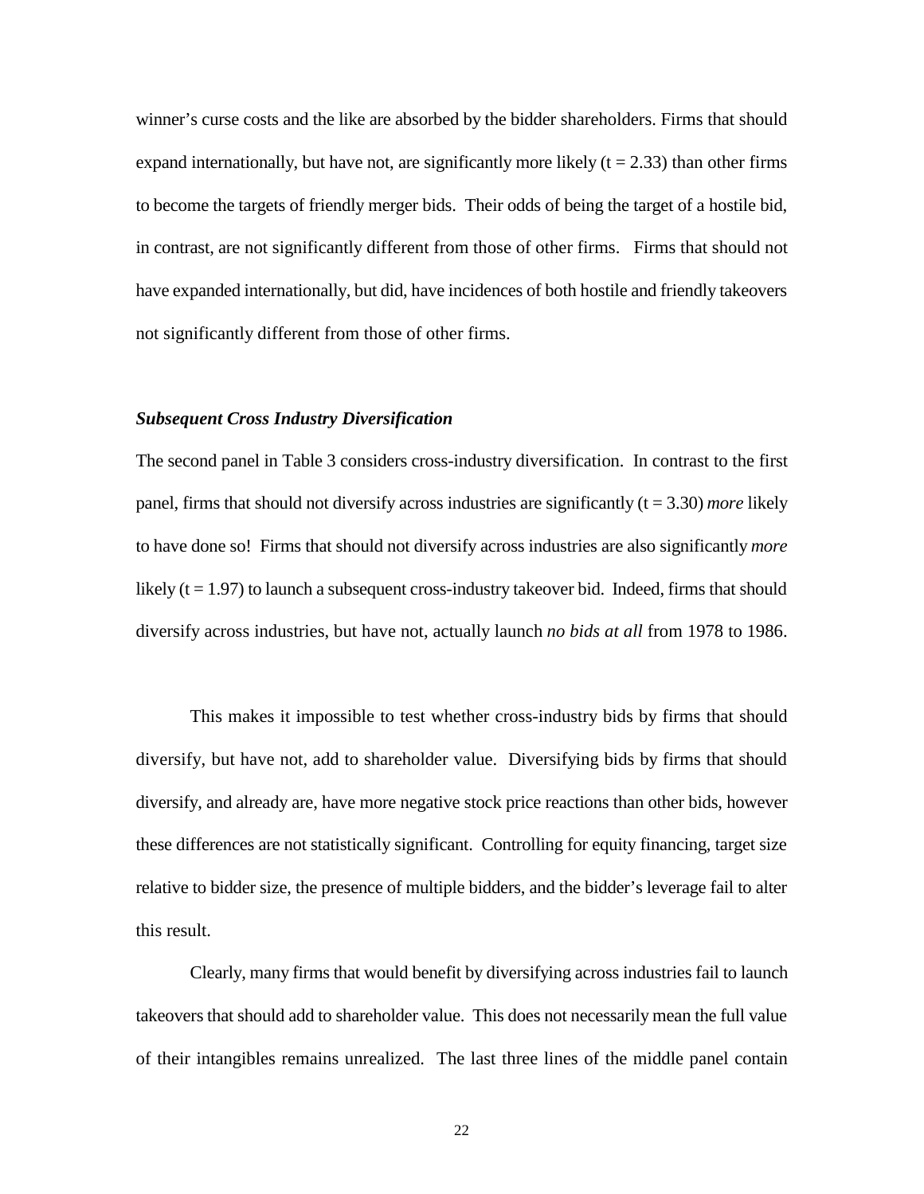winner's curse costs and the like are absorbed by the bidder shareholders. Firms that should expand internationally, but have not, are significantly more likely ($t = 2.33$) than other firms to become the targets of friendly merger bids. Their odds of being the target of a hostile bid, in contrast, are not significantly different from those of other firms. Firms that should not have expanded internationally, but did, have incidences of both hostile and friendly takeovers not significantly different from those of other firms.

### *Subsequent Cross Industry Diversification*

The second panel in Table 3 considers cross-industry diversification. In contrast to the first panel, firms that should not diversify across industries are significantly ($t = 3.30$) *more* likely to have done so! Firms that should not diversify across industries are also significantly *more* likely ($t = 1.97$) to launch a subsequent cross-industry takeover bid. Indeed, firms that should diversify across industries, but have not, actually launch *no bids at all* from 1978 to 1986.

This makes it impossible to test whether cross-industry bids by firms that should diversify, but have not, add to shareholder value. Diversifying bids by firms that should diversify, and already are, have more negative stock price reactions than other bids, however these differences are not statistically significant. Controlling for equity financing, target size relative to bidder size, the presence of multiple bidders, and the bidder's leverage fail to alter this result.

Clearly, many firms that would benefit by diversifying across industries fail to launch takeovers that should add to shareholder value. This does not necessarily mean the full value of their intangibles remains unrealized. The last three lines of the middle panel contain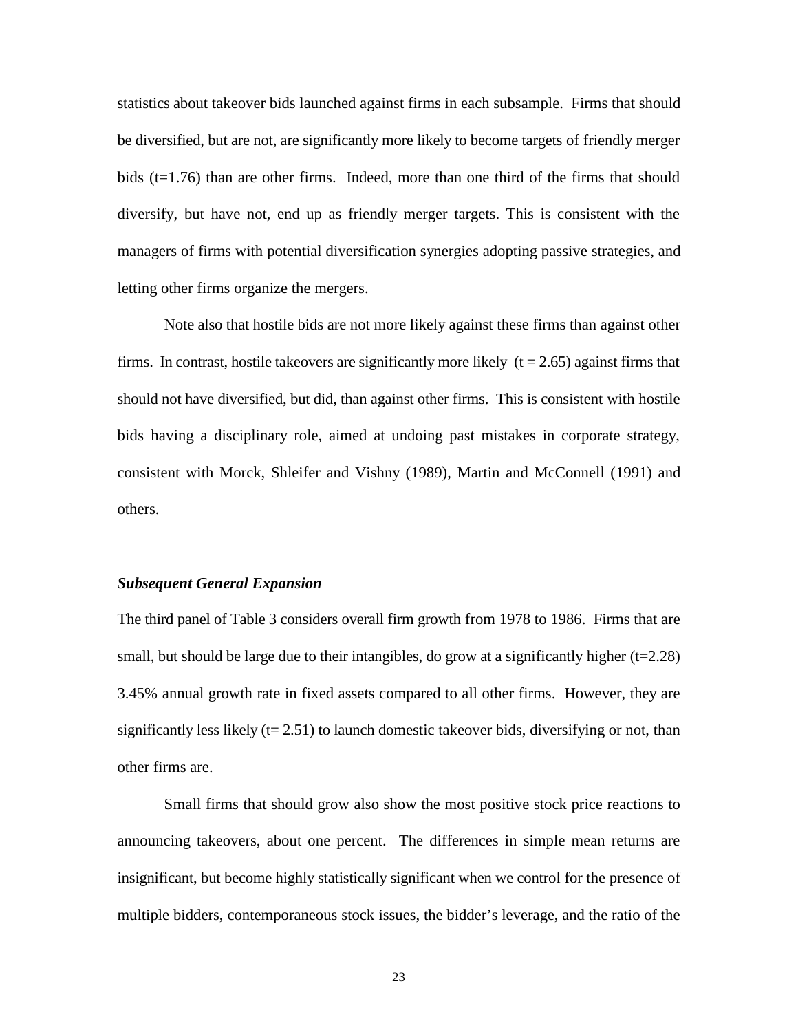statistics about takeover bids launched against firms in each subsample. Firms that should be diversified, but are not, are significantly more likely to become targets of friendly merger bids (t=1.76) than are other firms. Indeed, more than one third of the firms that should diversify, but have not, end up as friendly merger targets. This is consistent with the managers of firms with potential diversification synergies adopting passive strategies, and letting other firms organize the mergers.

Note also that hostile bids are not more likely against these firms than against other firms. In contrast, hostile takeovers are significantly more likely (t = 2.65) against firms that should not have diversified, but did, than against other firms. This is consistent with hostile bids having a disciplinary role, aimed at undoing past mistakes in corporate strategy, consistent with Morck, Shleifer and Vishny (1989), Martin and McConnell (1991) and others.

***Subsequent General Expansion***

The third panel of Table 3 considers overall firm growth from 1978 to 1986. Firms that are small, but should be large due to their intangibles, do grow at a significantly higher (t=2.28) 3.45% annual growth rate in fixed assets compared to all other firms. However, they are significantly less likely (t= 2.51) to launch domestic takeover bids, diversifying or not, than other firms are.

Small firms that should grow also show the most positive stock price reactions to announcing takeovers, about one percent. The differences in simple mean returns are insignificant, but become highly statistically significant when we control for the presence of multiple bidders, contemporaneous stock issues, the bidder's leverage, and the ratio of the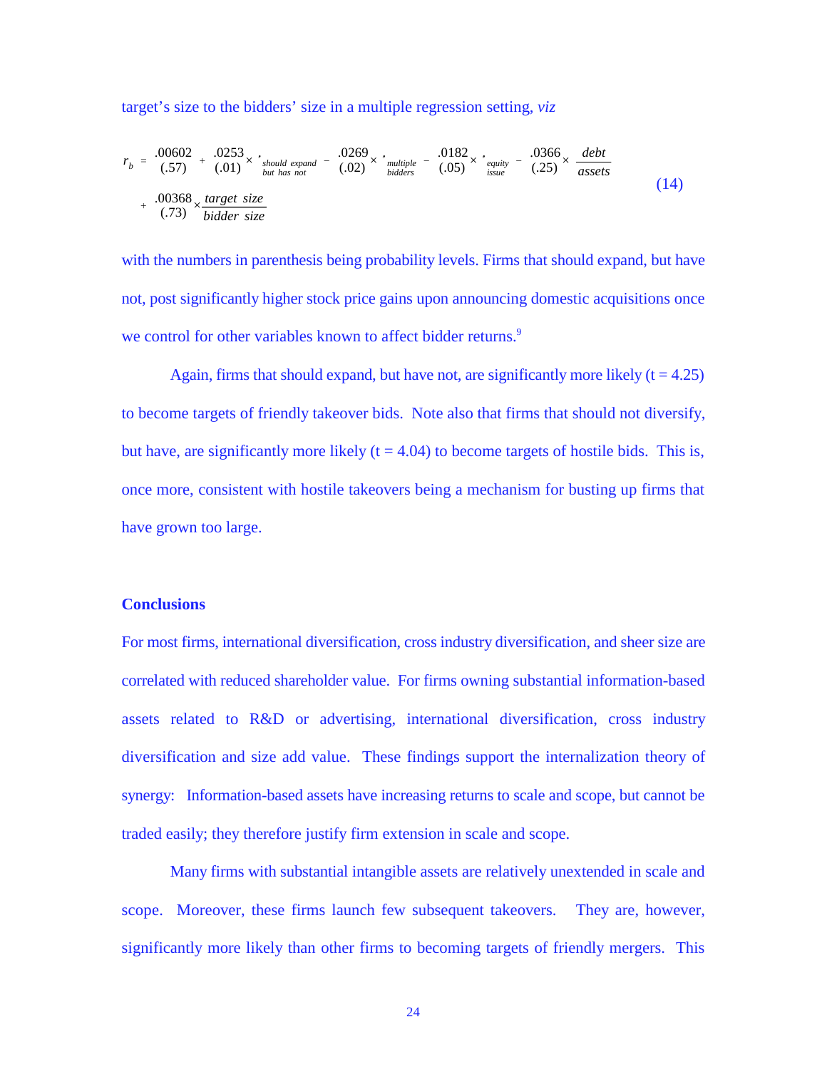target's size to the bidders' size in a multiple regression setting, *viz*

$$r_b = \underset{(.57)}{.00602} + \underset{(.01)}{.0253} \times \iota_{\substack{should\ expand \\ but\ has\ not}} - \underset{(.02)}{.0269} \times \iota_{\substack{multiple \\ bidders}} - \underset{(.05)}{.0182} \times \iota_{\substack{equity \\ issue}} - \underset{(.25)}{.0366} \times \frac{debt}{assets} + \underset{(.73)}{.00368} \times \frac{target\ size}{bidder\ size} \tag{14}$$

with the numbers in parenthesis being probability levels. Firms that should expand, but have not, post significantly higher stock price gains upon announcing domestic acquisitions once we control for other variables known to affect bidder returns.[9]

Again, firms that should expand, but have not, are significantly more likely (t = 4.25) to become targets of friendly takeover bids. Note also that firms that should not diversify, but have, are significantly more likely (t = 4.04) to become targets of hostile bids. This is, once more, consistent with hostile takeovers being a mechanism for busting up firms that have grown too large.

## Conclusions

For most firms, international diversification, cross industry diversification, and sheer size are correlated with reduced shareholder value. For firms owning substantial information-based assets related to R&D or advertising, international diversification, cross industry diversification and size add value. These findings support the internalization theory of synergy: Information-based assets have increasing returns to scale and scope, but cannot be traded easily; they therefore justify firm extension in scale and scope.

Many firms with substantial intangible assets are relatively unextended in scale and scope. Moreover, these firms launch few subsequent takeovers. They are, however, significantly more likely than other firms to becoming targets of friendly mergers. This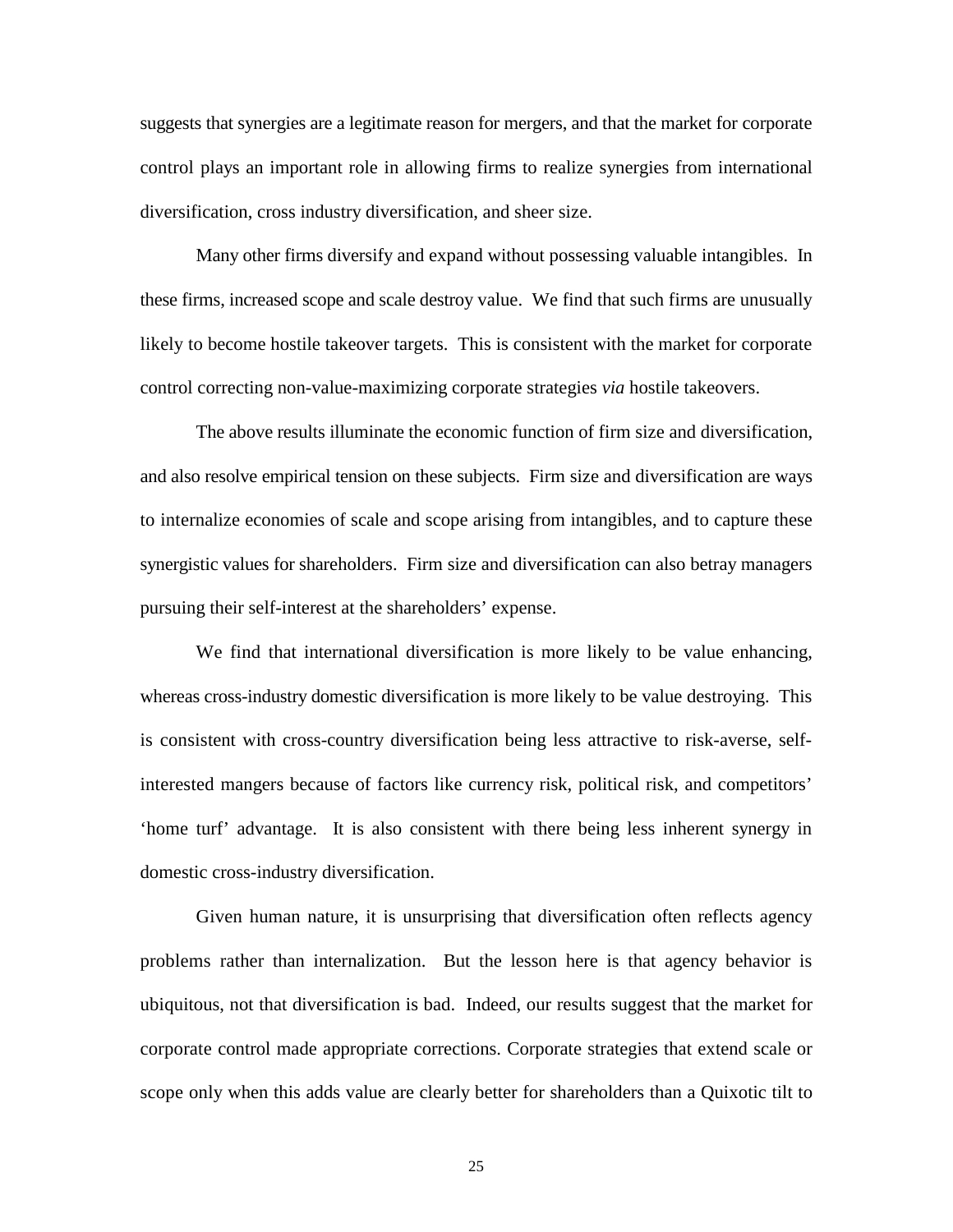suggests that synergies are a legitimate reason for mergers, and that the market for corporate control plays an important role in allowing firms to realize synergies from international diversification, cross industry diversification, and sheer size.

Many other firms diversify and expand without possessing valuable intangibles. In these firms, increased scope and scale destroy value. We find that such firms are unusually likely to become hostile takeover targets. This is consistent with the market for corporate control correcting non-value-maximizing corporate strategies *via* hostile takeovers.

The above results illuminate the economic function of firm size and diversification, and also resolve empirical tension on these subjects. Firm size and diversification are ways to internalize economies of scale and scope arising from intangibles, and to capture these synergistic values for shareholders. Firm size and diversification can also betray managers pursuing their self-interest at the shareholders' expense.

We find that international diversification is more likely to be value enhancing, whereas cross-industry domestic diversification is more likely to be value destroying. This is consistent with cross-country diversification being less attractive to risk-averse, self-interested mangers because of factors like currency risk, political risk, and competitors' 'home turf' advantage. It is also consistent with there being less inherent synergy in domestic cross-industry diversification.

Given human nature, it is unsurprising that diversification often reflects agency problems rather than internalization. But the lesson here is that agency behavior is ubiquitous, not that diversification is bad. Indeed, our results suggest that the market for corporate control made appropriate corrections. Corporate strategies that extend scale or scope only when this adds value are clearly better for shareholders than a Quixotic tilt to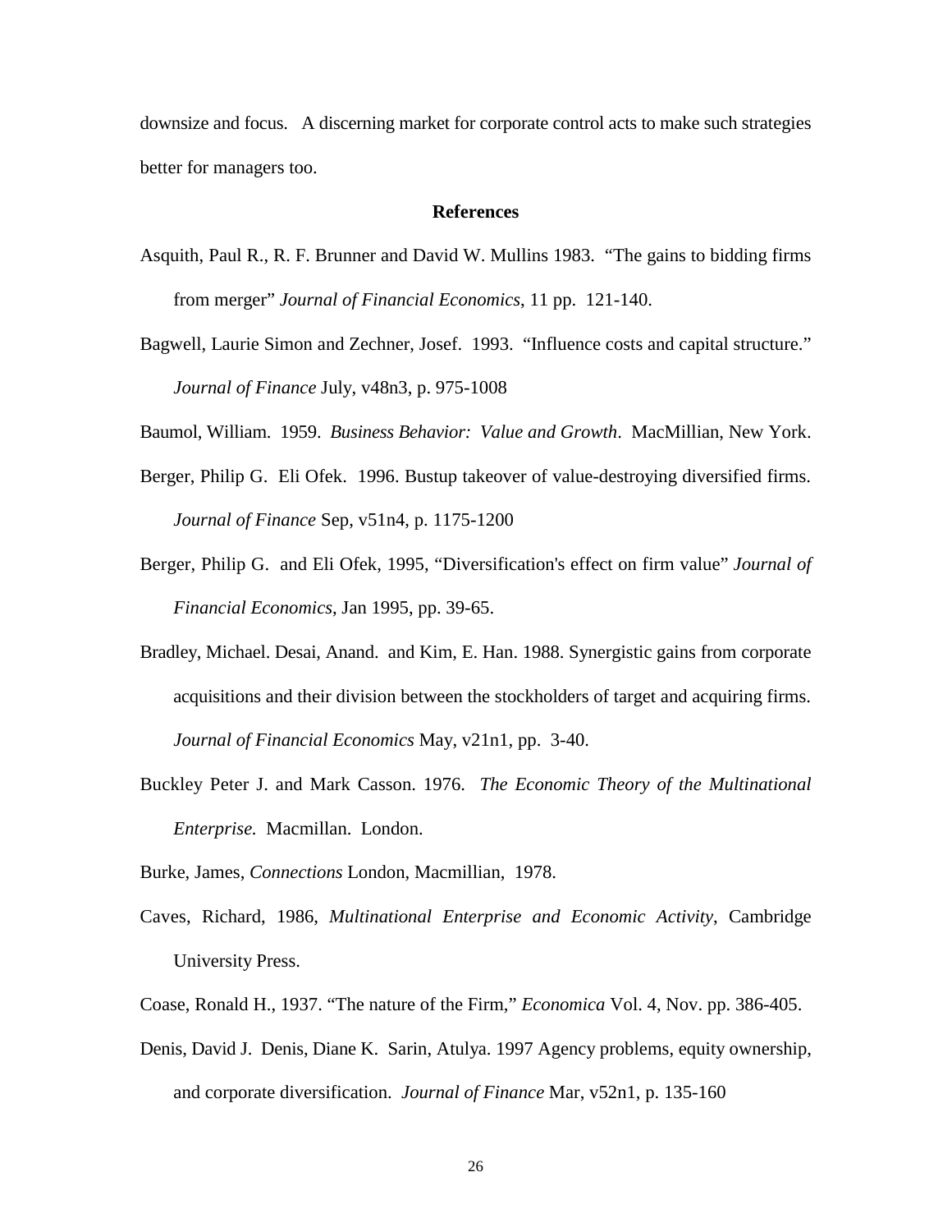downsize and focus. A discerning market for corporate control acts to make such strategies better for managers too.

## References

Asquith, Paul R., R. F. Brunner and David W. Mullins 1983. "The gains to bidding firms from merger" *Journal of Financial Economics*, 11 pp. 121-140.

Bagwell, Laurie Simon and Zechner, Josef. 1993. "Influence costs and capital structure." *Journal of Finance* July, v48n3, p. 975-1008

Baumol, William. 1959. *Business Behavior: Value and Growth*. MacMillian, New York.

Berger, Philip G. Eli Ofek. 1996. Bustup takeover of value-destroying diversified firms. *Journal of Finance* Sep, v51n4, p. 1175-1200

Berger, Philip G. and Eli Ofek, 1995, "Diversification's effect on firm value" *Journal of Financial Economics*, Jan 1995, pp. 39-65.

Bradley, Michael. Desai, Anand. and Kim, E. Han. 1988. Synergistic gains from corporate acquisitions and their division between the stockholders of target and acquiring firms. *Journal of Financial Economics* May, v21n1, pp. 3-40.

Buckley Peter J. and Mark Casson. 1976. *The Economic Theory of the Multinational Enterprise.* Macmillan. London.

Burke, James, *Connections* London, Macmillian, 1978.

Caves, Richard, 1986, *Multinational Enterprise and Economic Activity*, Cambridge University Press.

Coase, Ronald H., 1937. "The nature of the Firm," *Economica* Vol. 4, Nov. pp. 386-405.

Denis, David J. Denis, Diane K. Sarin, Atulya. 1997 Agency problems, equity ownership, and corporate diversification. *Journal of Finance* Mar, v52n1, p. 135-160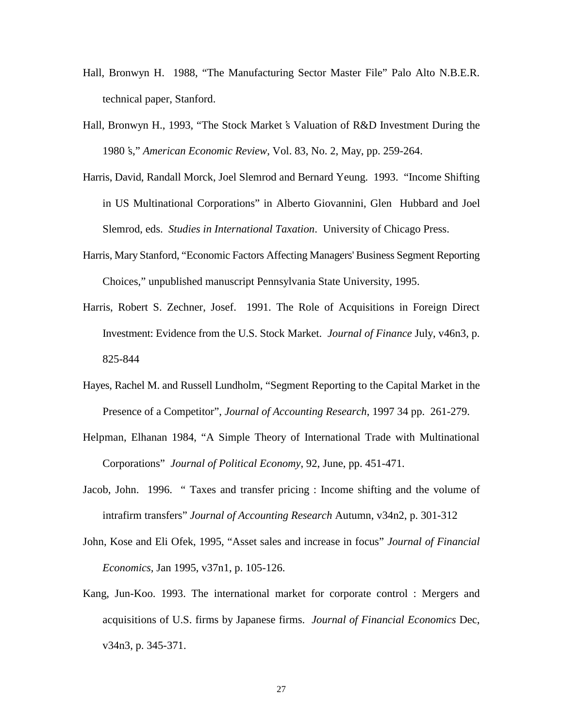Hall, Bronwyn H. 1988, "The Manufacturing Sector Master File" Palo Alto N.B.E.R. technical paper, Stanford.

Hall, Bronwyn H., 1993, "The Stock Market's Valuation of R&D Investment During the 1980's," *American Economic Review*, Vol. 83, No. 2, May, pp. 259-264.

Harris, David, Randall Morck, Joel Slemrod and Bernard Yeung. 1993. "Income Shifting in US Multinational Corporations" in Alberto Giovannini, Glen Hubbard and Joel Slemrod, eds. *Studies in International Taxation*. University of Chicago Press.

Harris, Mary Stanford, "Economic Factors Affecting Managers' Business Segment Reporting Choices," unpublished manuscript Pennsylvania State University, 1995.

Harris, Robert S. Zechner, Josef. 1991. The Role of Acquisitions in Foreign Direct Investment: Evidence from the U.S. Stock Market. *Journal of Finance* July, v46n3, p. 825-844

Hayes, Rachel M. and Russell Lundholm, "Segment Reporting to the Capital Market in the Presence of a Competitor", *Journal of Accounting Research*, 1997 34 pp. 261-279.

Helpman, Elhanan 1984, "A Simple Theory of International Trade with Multinational Corporations" *Journal of Political Economy*, 92, June, pp. 451-471.

Jacob, John. 1996. " Taxes and transfer pricing : Income shifting and the volume of intrafirm transfers" *Journal of Accounting Research* Autumn, v34n2, p. 301-312

John, Kose and Eli Ofek, 1995, "Asset sales and increase in focus" *Journal of Financial Economics*, Jan 1995, v37n1, p. 105-126.

Kang, Jun-Koo. 1993. The international market for corporate control : Mergers and acquisitions of U.S. firms by Japanese firms. *Journal of Financial Economics* Dec, v34n3, p. 345-371.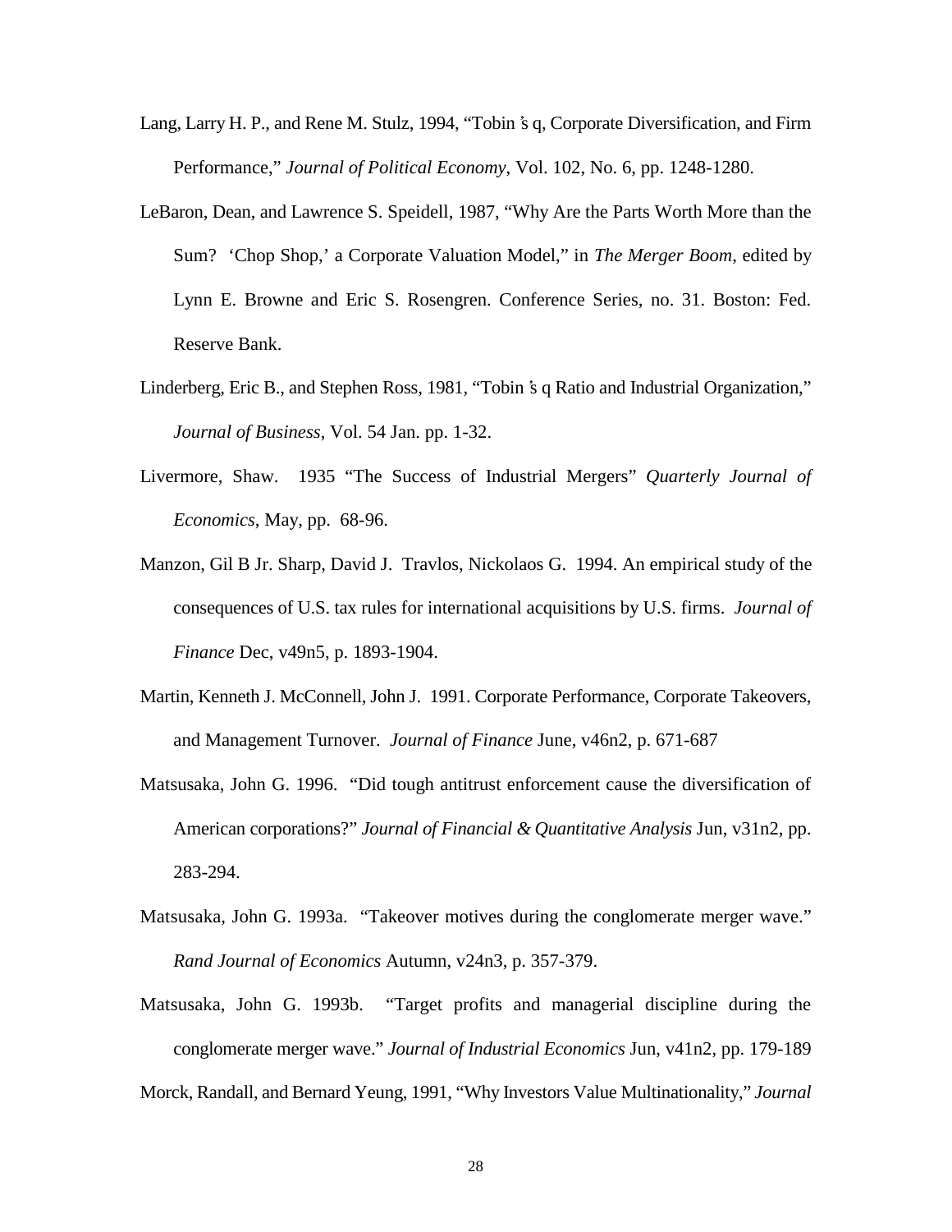Lang, Larry H. P., and Rene M. Stulz, 1994, "Tobin's q, Corporate Diversification, and Firm Performance," *Journal of Political Economy*, Vol. 102, No. 6, pp. 1248-1280.

LeBaron, Dean, and Lawrence S. Speidell, 1987, "Why Are the Parts Worth More than the Sum? 'Chop Shop,' a Corporate Valuation Model," in *The Merger Boom*, edited by Lynn E. Browne and Eric S. Rosengren. Conference Series, no. 31. Boston: Fed. Reserve Bank.

Linderberg, Eric B., and Stephen Ross, 1981, "Tobin's q Ratio and Industrial Organization," *Journal of Business*, Vol. 54 Jan. pp. 1-32.

Livermore, Shaw. 1935 "The Success of Industrial Mergers" *Quarterly Journal of Economics*, May, pp. 68-96.

Manzon, Gil B Jr. Sharp, David J. Travlos, Nickolaos G. 1994. An empirical study of the consequences of U.S. tax rules for international acquisitions by U.S. firms. *Journal of Finance* Dec, v49n5, p. 1893-1904.

Martin, Kenneth J. McConnell, John J. 1991. Corporate Performance, Corporate Takeovers, and Management Turnover. *Journal of Finance* June, v46n2, p. 671-687

Matsusaka, John G. 1996. "Did tough antitrust enforcement cause the diversification of American corporations?" *Journal of Financial & Quantitative Analysis* Jun, v31n2, pp. 283-294.

Matsusaka, John G. 1993a. "Takeover motives during the conglomerate merger wave." *Rand Journal of Economics* Autumn, v24n3, p. 357-379.

Matsusaka, John G. 1993b. "Target profits and managerial discipline during the conglomerate merger wave." *Journal of Industrial Economics* Jun, v41n2, pp. 179-189

Morck, Randall, and Bernard Yeung, 1991, "Why Investors Value Multinationality," *Journal*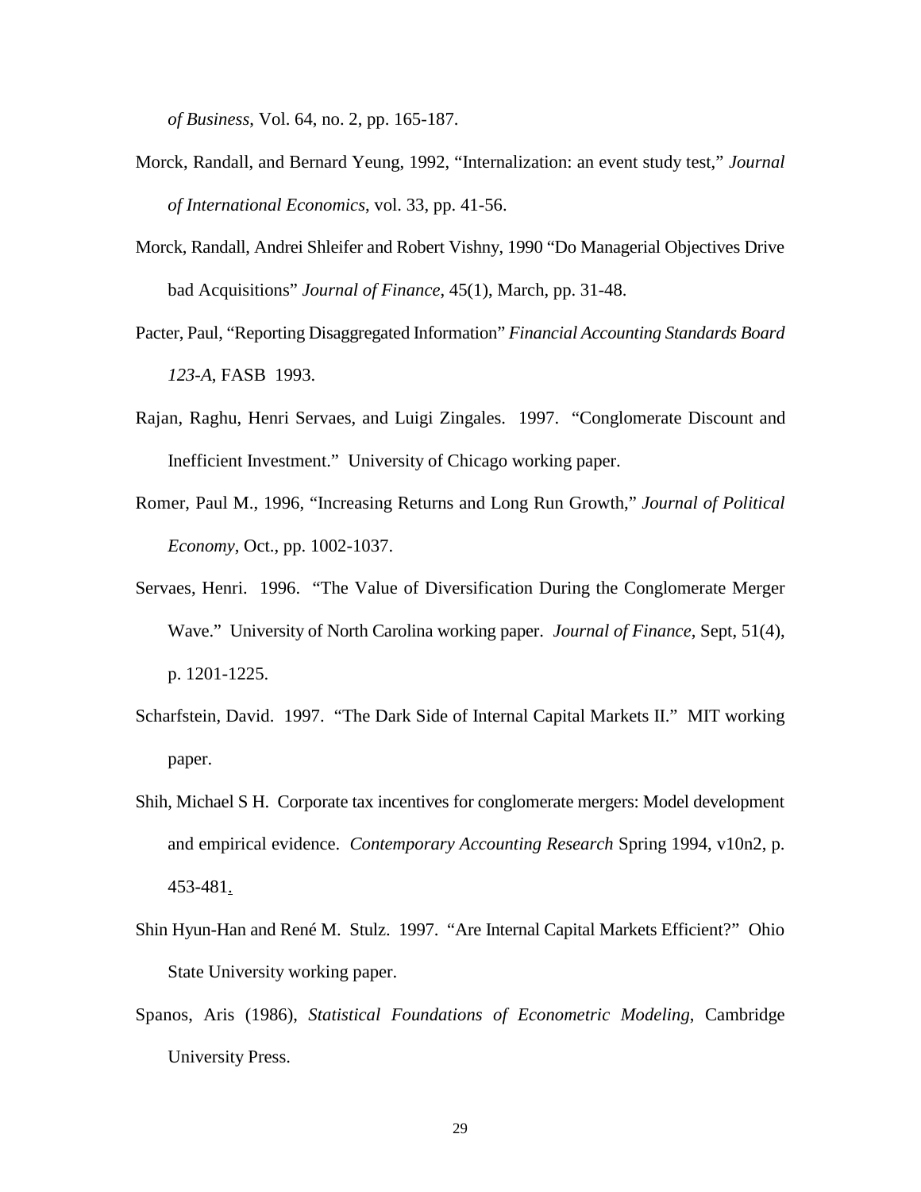*of Business*, Vol. 64, no. 2, pp. 165-187.

Morck, Randall, and Bernard Yeung, 1992, "Internalization: an event study test," *Journal of International Economics*, vol. 33, pp. 41-56.

Morck, Randall, Andrei Shleifer and Robert Vishny, 1990 "Do Managerial Objectives Drive bad Acquisitions" *Journal of Finance*, 45(1), March, pp. 31-48.

Pacter, Paul, "Reporting Disaggregated Information" *Financial Accounting Standards Board 123-A*, FASB 1993.

Rajan, Raghu, Henri Servaes, and Luigi Zingales. 1997. "Conglomerate Discount and Inefficient Investment." University of Chicago working paper.

Romer, Paul M., 1996, "Increasing Returns and Long Run Growth," *Journal of Political Economy*, Oct., pp. 1002-1037.

Servaes, Henri. 1996. "The Value of Diversification During the Conglomerate Merger Wave." University of North Carolina working paper. *Journal of Finance*, Sept, 51(4), p. 1201-1225.

Scharfstein, David. 1997. "The Dark Side of Internal Capital Markets II." MIT working paper.

Shih, Michael S H. Corporate tax incentives for conglomerate mergers: Model development and empirical evidence. *Contemporary Accounting Research* Spring 1994, v10n2, p. 453-481.

Shin Hyun-Han and René M. Stulz. 1997. "Are Internal Capital Markets Efficient?" Ohio State University working paper.

Spanos, Aris (1986), *Statistical Foundations of Econometric Modeling*, Cambridge University Press.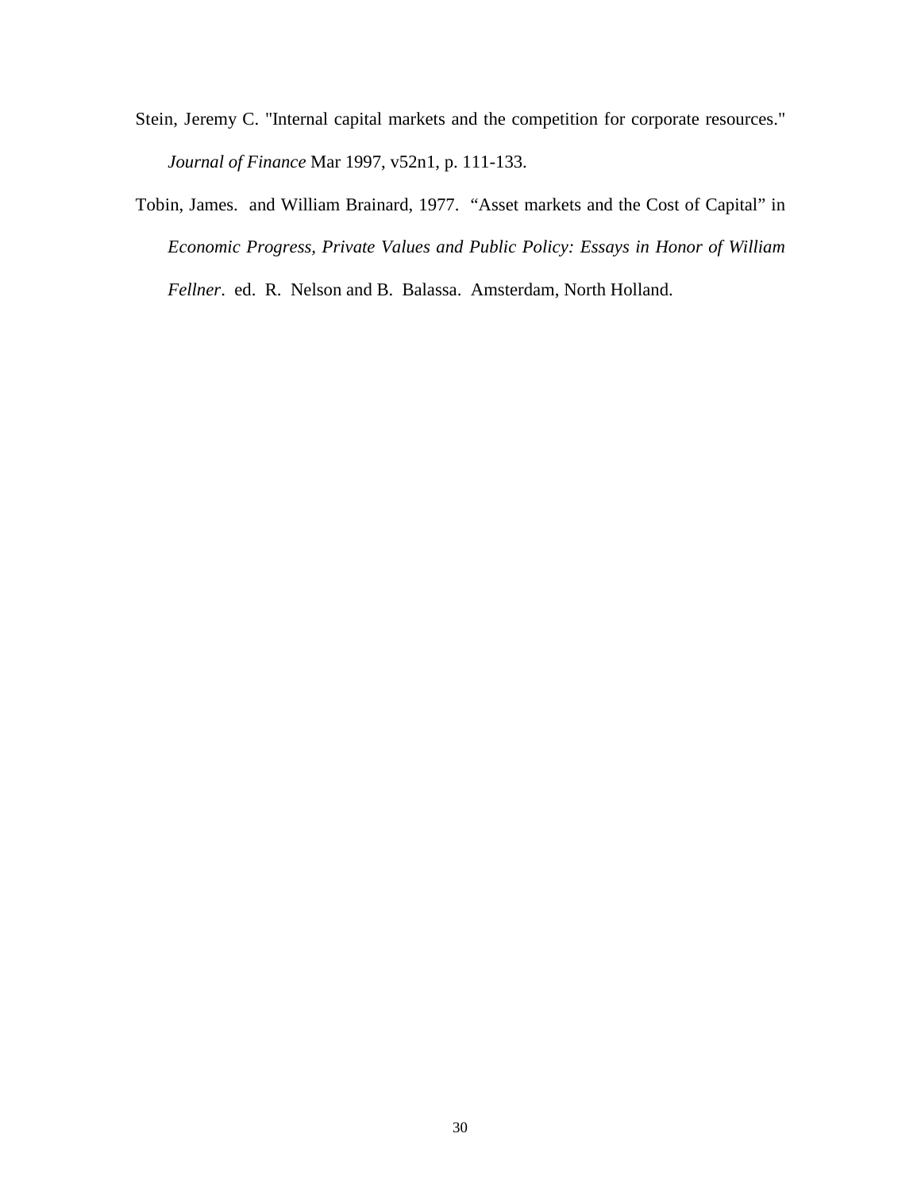Stein, Jeremy C. "Internal capital markets and the competition for corporate resources." *Journal of Finance* Mar 1997, v52n1, p. 111-133.

Tobin, James. and William Brainard, 1977. "Asset markets and the Cost of Capital" in *Economic Progress, Private Values and Public Policy: Essays in Honor of William Fellner*. ed. R. Nelson and B. Balassa. Amsterdam, North Holland.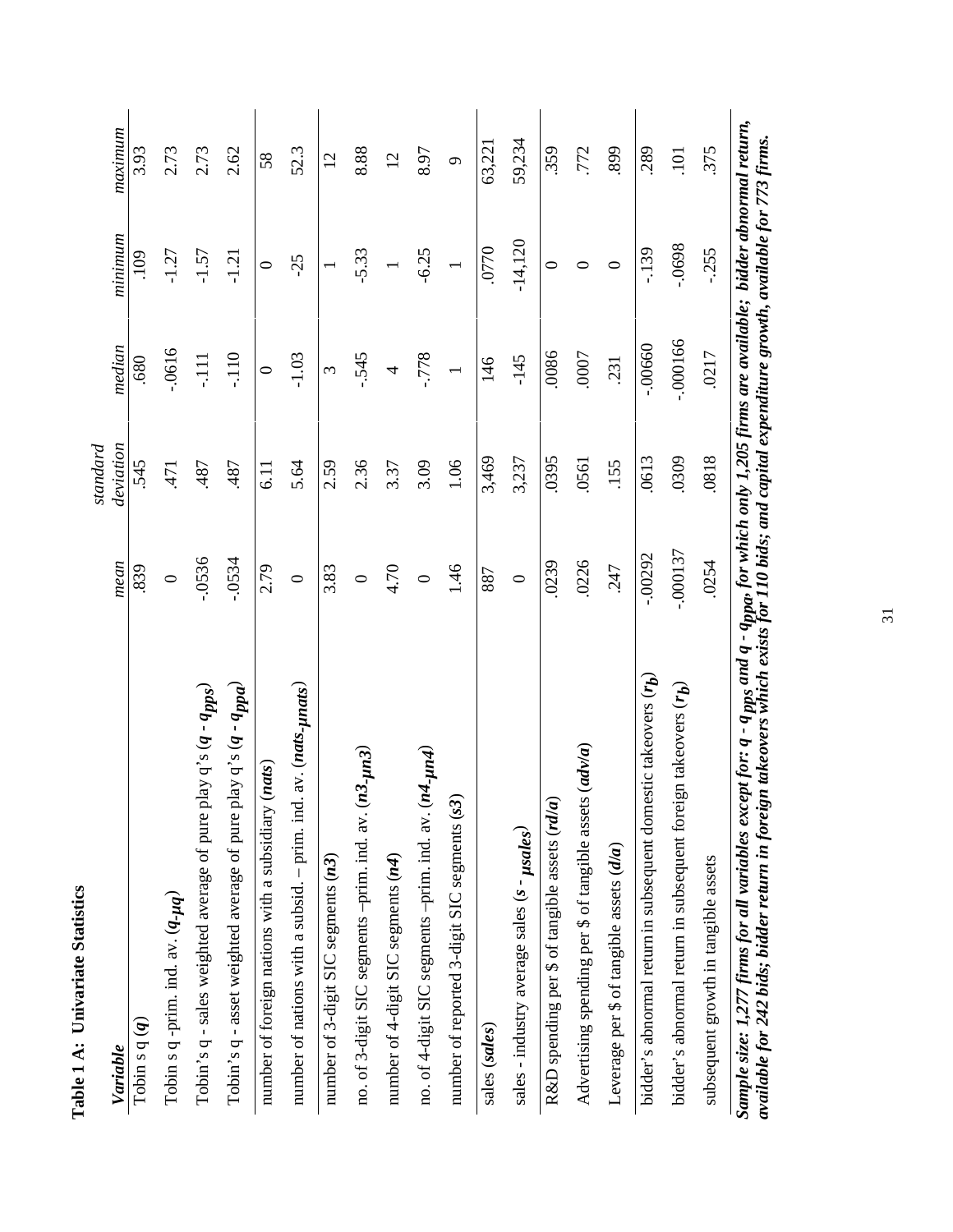**Table 1 A: Univariate Statistics**

| *Variable* | *mean* | *standard deviation* | *median* | *minimum* | *maximum* |
|---|---|---|---|---|---|
| Tobin s q (***q***) | .839 | .545 | .680 | .109 | 3.93 |
| Tobin s q -prim. ind. av. ($q$-$\mu q$) | 0 | .471 | -.0616 | -1.27 | 2.73 |
| Tobin's q - sales weighted average of pure play q's ($q$ - $q_{pps}$) | -.0536 | .487 | -.111 | -1.57 | 2.73 |
| Tobin's q - asset weighted average of pure play q's ($q$ - $q_{ppa}$) | -.0534 | .487 | -.110 | -1.21 | 2.62 |
| number of foreign nations with a subsidiary (***nats***) | 2.79 | 6.11 | 0 | 0 | 58 |
| number of nations with a subsid. – prim. ind. av. (***nats-μnats***) | 0 | 5.64 | -1.03 | -25 | 52.3 |
| number of 3-digit SIC segments (***n3***) | 3.83 | 2.59 | 3 | 1 | 12 |
| no. of 3-digit SIC segments –prim. ind. av. (***n3-μn3***) | 0 | 2.36 | -.545 | -5.33 | 8.88 |
| number of 4-digit SIC segments (***n4***) | 4.70 | 3.37 | 4 | 1 | 12 |
| no. of 4-digit SIC segments –prim. ind. av. (***n4-μn4***) | 0 | 3.09 | -.778 | -6.25 | 8.97 |
| number of reported 3-digit SIC segments (***s3***) | 1.46 | 1.06 | 1 | 1 | 9 |
| sales (***sales***) | 887 | 3,469 | 146 | .0770 | 63,221 |
| sales - industry average sales (***s - μsales***) | 0 | 3,237 | -145 | -14,120 | 59,234 |
| R&D spending per $ of tangible assets (***rd/a***) | .0239 | .0395 | .0086 | 0 | .359 |
| Advertising spending per $ of tangible assets (***adv/a***) | .0226 | .0561 | .0007 | 0 | .772 |
| Leverage per $ of tangible assets (***d/a***) | .247 | .155 | .231 | 0 | .899 |
| bidder's abnormal return in subsequent domestic takeovers ($r_b$) | -.00292 | .0613 | -.00660 | -.139 | .289 |
| bidder's abnormal return in subsequent foreign takeovers ($r_b$) | -.000137 | .0309 | -.000166 | -.0698 | .101 |
| subsequent growth in tangible assets | .0254 | .0818 | .0217 | -.255 | .375 |

***Sample size: 1,277 firms for all variables except for: $q$ - $q_{pps}$ and $q$ - $q_{ppa}$, for which only 1,205 firms are available; bidder abnormal return, available for 242 bids; bidder return in foreign takeovers which exists for 110 bids; and capital expenditure growth, available for 773 firms.***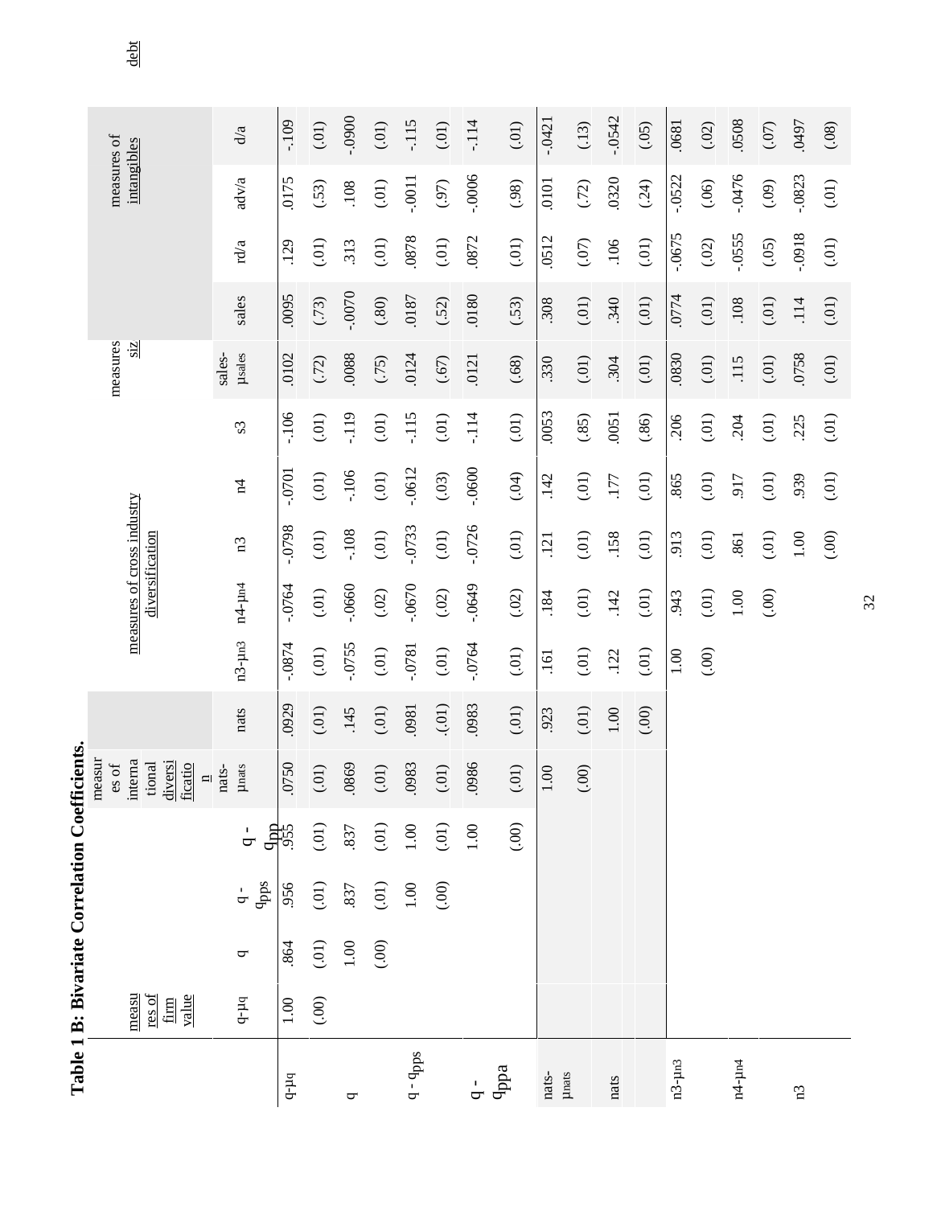**Table 1 B: Bivariate Correlation Coefficients.**

| | measures of firm value | | | | measures of international diversification | | measures of cross industry diversification | | | | | measures of size | | measures of intangibles | | debt |
|---|---|---|---|---|---|---|---|---|---|---|---|---|---|---|---|---|
| | q-μq | q | q - $q_{pps}$ | q - $q_{ppa}$ | nats-μnats | nats | n3-μn3 | n4-μn4 | n3 | n4 | s3 | sales-μsales | sales | rd/a | adv/a | d/a |
| q-μq | 1.00 | .864 | .956 | .955 | .0750 | .0929 | -.0874 | -.0764 | -.0798 | -.0701 | -.106 | .0102 | .0095 | .129 | .0175 | -.109 |
| | (.00) | (.01) | (.01) | (.01) | (.01) | (.01) | (.01) | (.01) | (.01) | (.01) | (.01) | (.72) | (.73) | (.01) | (.53) | (.01) |
| q | | 1.00 | .837 | .837 | .0869 | .145 | -.0755 | -.0660 | -.108 | -.106 | -.119 | .0088 | -.0070 | .313 | .108 | -.0900 |
| | | (.00) | (.01) | (.01) | (.01) | (.01) | (.01) | (.02) | (.01) | (.01) | (.01) | (.75) | (.80) | (.01) | (.01) | (.01) |
| q - $q_{pps}$ | | | 1.00 | 1.00 | .0983 | .0981 | -.0781 | -.0670 | -.0733 | -.0612 | -.115 | .0124 | .0187 | .0878 | -.0011 | -.115 |
| | | | (.00) | (.01) | (.01) | (.01) | (.01) | (.02) | (.01) | (.03) | (.01) | (.67) | (.52) | (.01) | (.97) | (.01) |
| q - $q_{ppa}$ | | | | 1.00 | .0986 | .0983 | -.0764 | -.0649 | -.0726 | -.0600 | -.114 | .0121 | .0180 | .0872 | -.0006 | -.114 |
| | | | | (.00) | (.01) | (.01) | (.01) | (.02) | (.01) | (.04) | (.01) | (.68) | (.53) | (.01) | (.98) | (.01) |
| nats-μnats | | | | | 1.00 | .923 | .161 | .184 | .121 | .142 | .0053 | .330 | .308 | .0512 | .0101 | -.0421 |
| | | | | | (.00) | (.01) | (.01) | (.01) | (.01) | (.01) | (.85) | (.01) | (.01) | (.07) | (.72) | (.13) |
| nats | | | | | | 1.00 | .122 | .142 | .158 | .177 | .0051 | .304 | .340 | .106 | .0320 | -.0542 |
| | | | | | | (.00) | (.01) | (.01) | (.01) | (.01) | (.86) | (.01) | (.01) | (.01) | (.24) | (.05) |
| n3-μn3 | | | | | | | 1.00 | .943 | .913 | .865 | .206 | .0830 | .0774 | -.0675 | -.0522 | .0681 |
| | | | | | | | (.00) | (.01) | (.01) | (.01) | (.01) | (.01) | (.01) | (.02) | (.06) | (.02) |
| n4-μn4 | | | | | | | | 1.00 | .861 | .917 | .204 | .115 | .108 | -.0555 | -.0476 | .0508 |
| | | | | | | | | (.00) | (.01) | (.01) | (.01) | (.01) | (.01) | (.05) | (.09) | (.07) |
| n3 | | | | | | | | | 1.00 | .939 | .225 | .0758 | .114 | -.0918 | -.0823 | .0497 |
| | | | | | | | | | (.00) | (.01) | (.01) | (.01) | (.01) | (.01) | (.01) | (.08) |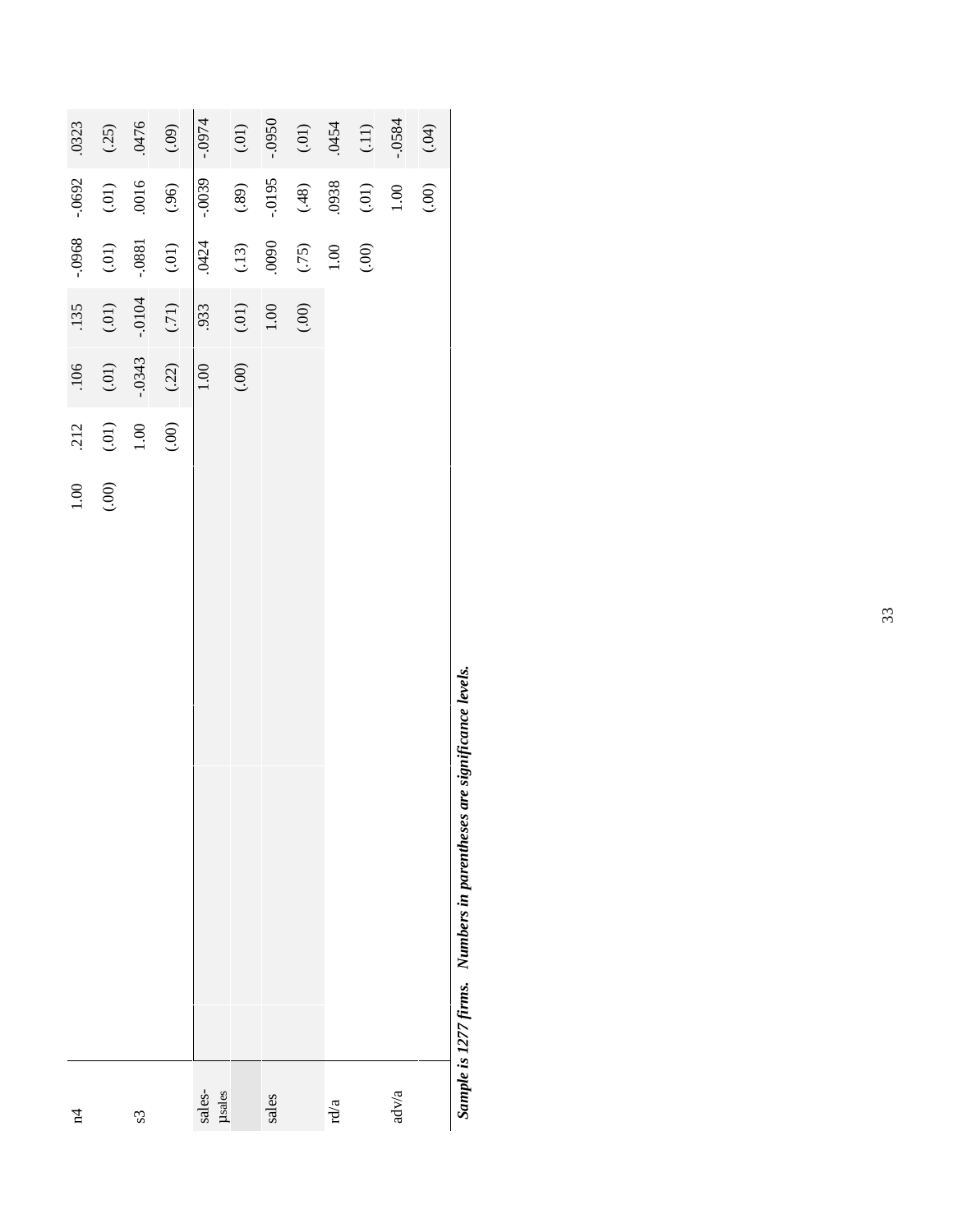| | | | | | | | |
|---|---|---|---|---|---|---|---|
| n4 | 1.00 | .212 | .106 | .135 | -.0968 | -.0692 | .0323 |
| | (.00) | (.01) | (.01) | (.01) | (.01) | (.01) | (.25) |
| s3 | | 1.00 | -.0343 | -.0104 | -.0881 | .0016 | .0476 |
| | | (.00) | (.22) | (.71) | (.01) | (.96) | (.09) |
| sales-$\mu_{sales}$ | | | 1.00 | .933 | .0424 | -.0039 | -.0974 |
| | | | (.00) | (.01) | (.13) | (.89) | (.01) |
| sales | | | | 1.00 | .0090 | -.0195 | -.0950 |
| | | | | (.00) | (.75) | (.48) | (.01) |
| rd/a | | | | | 1.00 | .0938 | .0454 |
| | | | | | (.00) | (.01) | (.11) |
| adv/a | | | | | | 1.00 | -.0584 |
| | | | | | | (.00) | (.04) |

***Sample is 1277 firms. Numbers in parentheses are significance levels.***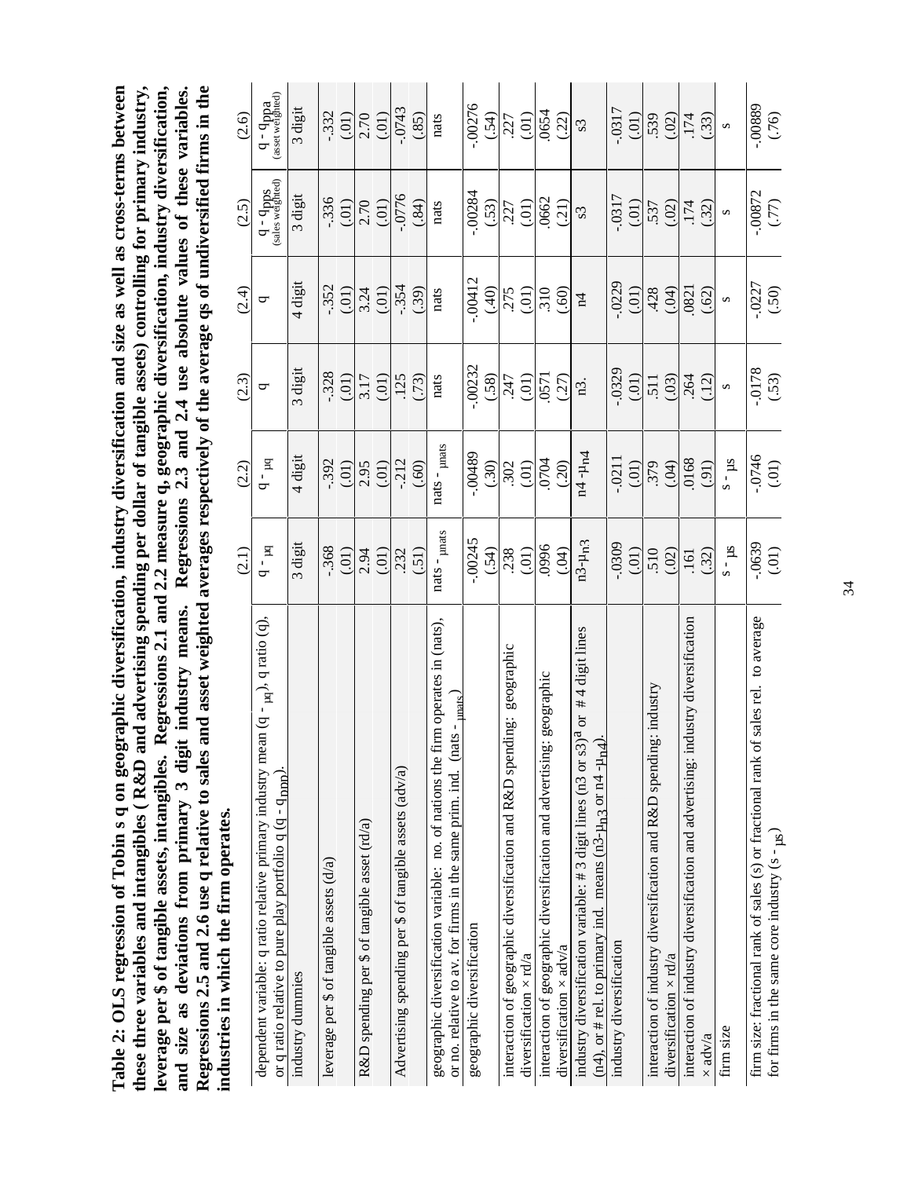**Table 2: OLS regression of Tobin s q on geographic diversification, industry diversification and size as well as cross-terms between these three variables and intangibles ( R&D and advertising spending per dollar of tangible assets) controlling for primary industry, leverage per $ of tangible assets, intangibles. Regressions 2.1 and 2.2 measure q, geographic diversification, industry diversification, and size as deviations from primary 3 digit industry means. Regressions 2.3 and 2.4 use absolute values of these variables. Regressions 2.5 and 2.6 use q relative to sales and asset weighted averages respectively of the average qs of undiversified firms in the industries in which the firm operates.**

| | (2.1) | (2.2) | (2.3) | (2.4) | (2.5) | (2.6) |
|---|---|---|---|---|---|---|
| dependent variable: q ratio relative primary industry mean ($q - \mu_q$), q ratio (q), or q ratio relative to pure play portfolio q ($q - q_{ppp}$). | $q - \mu_q$ | $q - \mu_q$ | q | q | $q - q_{pps}$ (sales weighted) | $q - q_{ppa}$ (asset weighted) |
| industry dummies | 3 digit | 4 digit | 3 digit | 4 digit | 3 digit | 3 digit |
| leverage per $ of tangible assets (d/a) | -.368 (.01) | -.392 (.01) | -.328 (.01) | -.352 (.01) | -.336 (.01) | -.332 (.01) |
| R&D spending per $ of tangible asset (rd/a) | 2.94 (.01) | 2.95 (.01) | 3.17 (.01) | 3.24 (.01) | 2.70 (.01) | 2.70 (.01) |
| Advertising spending per $ of tangible assets (adv/a) | .232 (.51) | -.212 (.60) | .125 (.73) | -.354 (.39) | -.0776 (.84) | -.0743 (.85) |
| geographic diversification variable: no. of nations the firm operates in (nats), or no. relative to av. for firms in the same prim. ind. ($nats - \mu_{nats}$) | $nats - \mu_{nats}$ | $nats - \mu_{nats}$ | nats | nats | nats | nats |
| geographic diversification | -.00245 (.54) | -.00489 (.30) | -.00232 (.58) | -.00412 (.40) | -.00284 (.53) | -.00276 (.54) |
| interaction of geographic diversification and R&D spending: geographic diversification × rd/a | .238 (.01) | .302 (.01) | .247 (.01) | .275 (.01) | .227 (.01) | .227 (.01) |
| interaction of geographic diversification and advertising: geographic diversification × adv/a | .0996 (.04) | .0704 (.20) | .0571 (.27) | .310 (.60) | .0662 (.21) | .0654 (.22) |
| industry diversification variable: # 3 digit lines (n3 or s3)[a] or # 4 digit lines (n4), or # rel. to primary ind. means ($n3 - \mu_{n3}$ or $n4 - \mu_{n4}$). | $n3 - \mu_{n3}$ | $n4 - \mu_{n4}$ | n3. | n4 | s3 | s3 |
| industry diversification | -.0309 (.01) | -.0211 (.01) | -.0329 (.01) | -.0229 (.01) | -.0317 (.01) | -.0317 (.01) |
| interaction of industry diversification and R&D spending: industry diversification × rd/a | .510 (.02) | .379 (.04) | .511 (.03) | .428 (.04) | .537 (.02) | .539 (.02) |
| interaction of industry diversification and advertising: industry diversification × adv/a | .161 (.32) | .0168 (.91) | .264 (.12) | .0821 (.62) | .174 (.32) | .174 (.33) |
| firm size | $s - \mu_s$ | $s - \mu_s$ | s | s | s | s |
| firm size: fractional rank of sales (s) or fractional rank of sales rel. to average for firms in the same core industry ($s - \mu_s$) | -.0639 (.01) | -.0746 (.01) | -.0178 (.53) | -.0227 (.50) | -.00872 (.77) | -.00889 (.76) |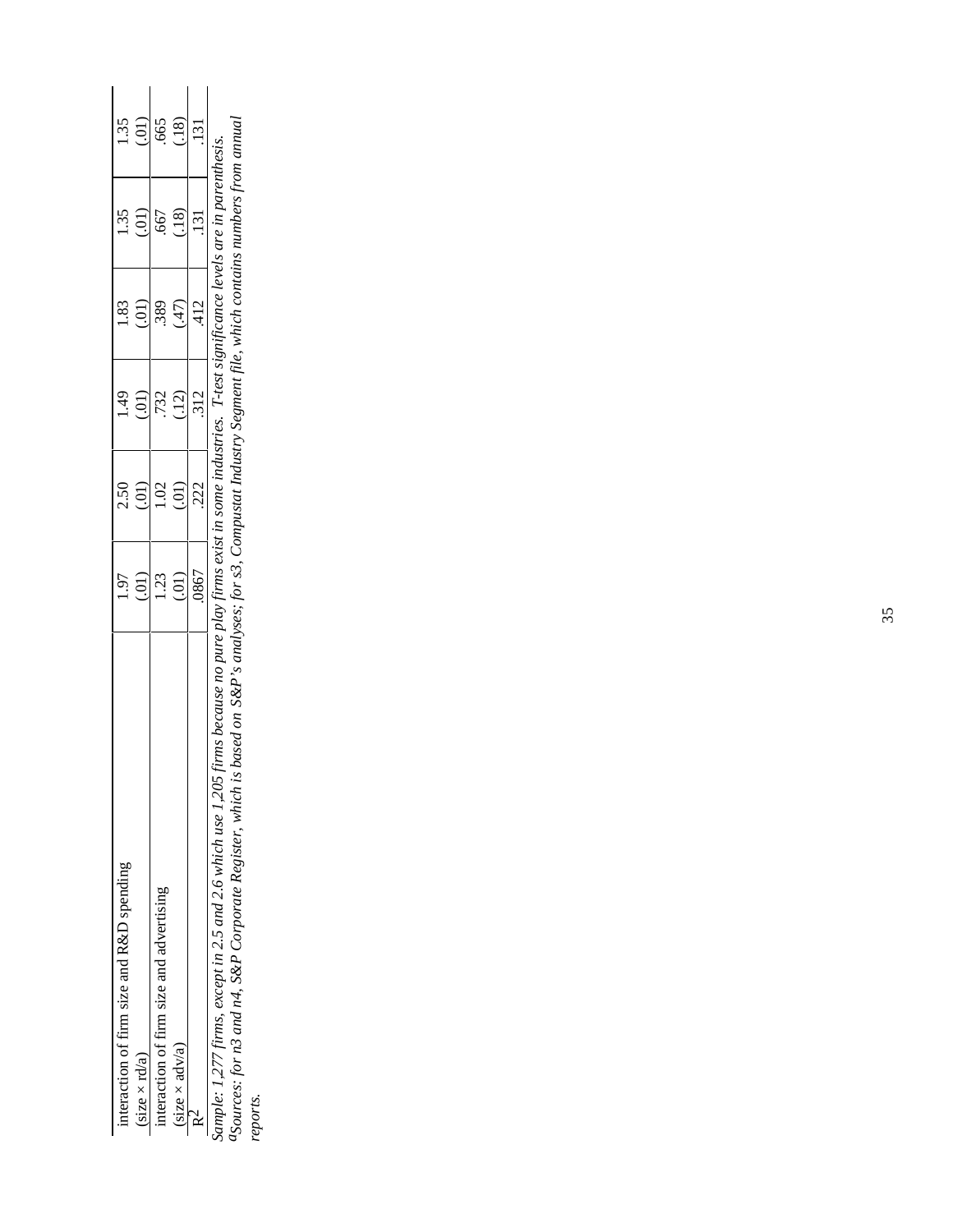| | | | | | | |
|---|---|---|---|---|---|---|
| interaction of firm size and R&D spending (size × rd/a) | 1.97 (.01) | 2.50 (.01) | 1.49 (.01) | 1.83 (.01) | 1.35 (.01) | 1.35 (.01) |
| interaction of firm size and advertising (size × adv/a) | 1.23 (.01) | 1.02 (.01) | .732 (.12) | .389 (.47) | .667 (.18) | .665 (.18) |
| $R^2$ | .0867 | .222 | .312 | .412 | .131 | .131 |

*Sample: 1,277 firms, except in 2.5 and 2.6 which use 1,205 firms because no pure play firms exist in some industries. T-test significance levels are in parenthesis.*

*[a]Sources: for n3 and n4, S&P Corporate Register, which is based on S&P's analyses; for s3, Compustat Industry Segment file, which contains numbers from annual reports.*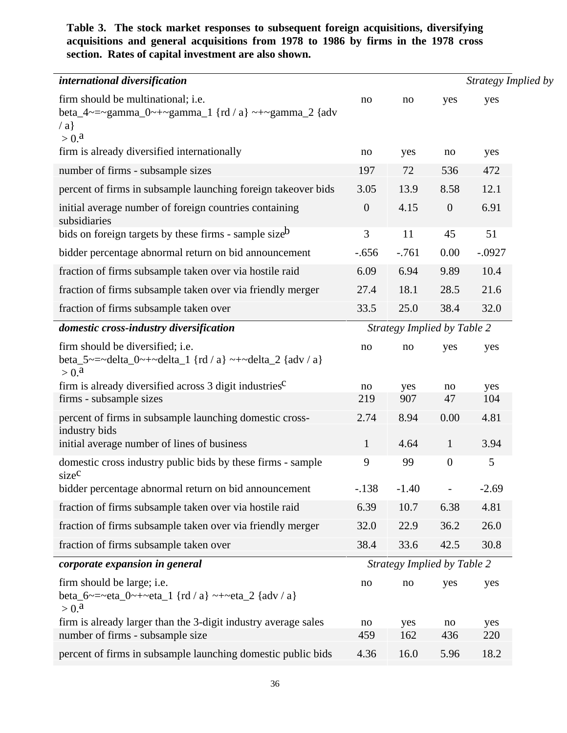**Table 3. The stock market responses to subsequent foreign acquisitions, diversifying acquisitions and general acquisitions from 1978 to 1986 by firms in the 1978 cross section. Rates of capital investment are also shown.**

| ***international diversification*** | *Strategy Implied by* | | | |
|---|---|---|---|---|
| firm should be multinational; i.e. $\beta_4 = \gamma_0 + \gamma_1 \{rd / a\} + \gamma_2 \{adv / a\} > 0$.[a] | no | no | yes | yes |
| firm is already diversified internationally | no | yes | no | yes |
| number of firms - subsample sizes | 197 | 72 | 536 | 472 |
| percent of firms in subsample launching foreign takeover bids | 3.05 | 13.9 | 8.58 | 12.1 |
| initial average number of foreign countries containing subsidiaries | 0 | 4.15 | 0 | 6.91 |
| bids on foreign targets by these firms - sample size[b] | 3 | 11 | 45 | 51 |
| bidder percentage abnormal return on bid announcement | -.656 | -.761 | 0.00 | -.0927 |
| fraction of firms subsample taken over via hostile raid | 6.09 | 6.94 | 9.89 | 10.4 |
| fraction of firms subsample taken over via friendly merger | 27.4 | 18.1 | 28.5 | 21.6 |
| fraction of firms subsample taken over | 33.5 | 25.0 | 38.4 | 32.0 |
| ***domestic cross-industry diversification*** | *Strategy Implied by Table 2* | | | |
| firm should be diversified; i.e. $\beta_5 = \delta_0 + \delta_1 \{rd / a\} + \delta_2 \{adv / a\} > 0$.[a] | no | no | yes | yes |
| firm is already diversified across 3 digit industries[c] | no | yes | no | yes |
| firms - subsample sizes | 219 | 907 | 47 | 104 |
| percent of firms in subsample launching domestic cross-industry bids | 2.74 | 8.94 | 0.00 | 4.81 |
| initial average number of lines of business | 1 | 4.64 | 1 | 3.94 |
| domestic cross industry public bids by these firms - sample size[c] | 9 | 99 | 0 | 5 |
| bidder percentage abnormal return on bid announcement | -.138 | -1.40 | - | -2.69 |
| fraction of firms subsample taken over via hostile raid | 6.39 | 10.7 | 6.38 | 4.81 |
| fraction of firms subsample taken over via friendly merger | 32.0 | 22.9 | 36.2 | 26.0 |
| fraction of firms subsample taken over | 38.4 | 33.6 | 42.5 | 30.8 |
| ***corporate expansion in general*** | *Strategy Implied by Table 2* | | | |
| firm should be large; i.e. $\beta_6 = \eta_0 + \eta_1 \{rd / a\} + \eta_2 \{adv / a\} > 0$.[a] | no | no | yes | yes |
| firm is already larger than the 3-digit industry average sales | no | yes | no | yes |
| number of firms - subsample size | 459 | 162 | 436 | 220 |
| percent of firms in subsample launching domestic public bids | 4.36 | 16.0 | 5.96 | 18.2 |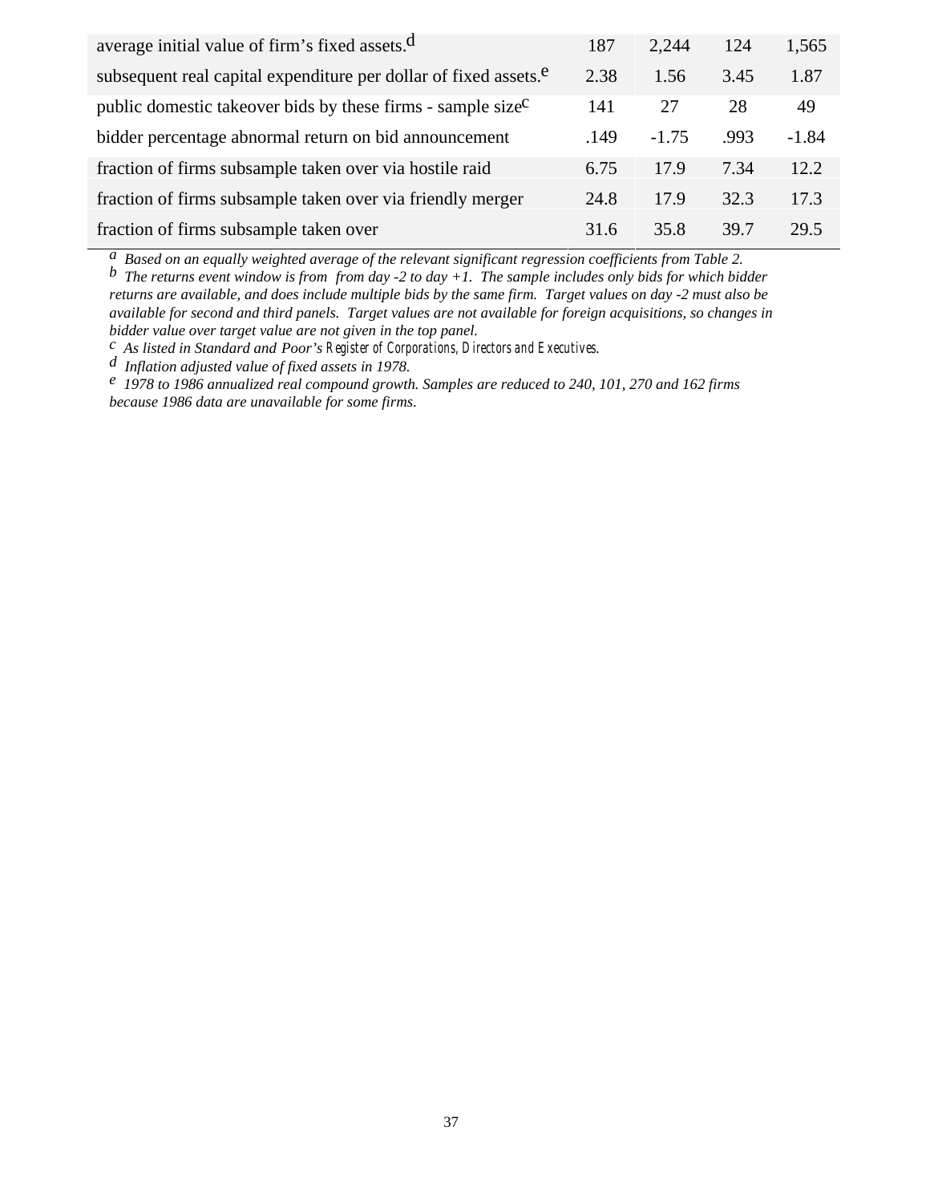| | | | | |
|---|---|---|---|---|
| average initial value of firm's fixed assets.[d] | 187 | 2,244 | 124 | 1,565 |
| subsequent real capital expenditure per dollar of fixed assets.[e] | 2.38 | 1.56 | 3.45 | 1.87 |
| public domestic takeover bids by these firms - sample size[c] | 141 | 27 | 28 | 49 |
| bidder percentage abnormal return on bid announcement | .149 | -1.75 | .993 | -1.84 |
| fraction of firms subsample taken over via hostile raid | 6.75 | 17.9 | 7.34 | 12.2 |
| fraction of firms subsample taken over via friendly merger | 24.8 | 17.9 | 32.3 | 17.3 |
| fraction of firms subsample taken over | 31.6 | 35.8 | 39.7 | 29.5 |

[a] *Based on an equally weighted average of the relevant significant regression coefficients from Table 2.*

[b] *The returns event window is from from day -2 to day +1. The sample includes only bids for which bidder returns are available, and does include multiple bids by the same firm. Target values on day -2 must also be available for second and third panels. Target values are not available for foreign acquisitions, so changes in bidder value over target value are not given in the top panel.*

[c] *As listed in Standard and Poor's Register of Corporations, Directors and Executives.*

[d] *Inflation adjusted value of fixed assets in 1978.*

[e] *1978 to 1986 annualized real compound growth. Samples are reduced to 240, 101, 270 and 162 firms because 1986 data are unavailable for some firms.*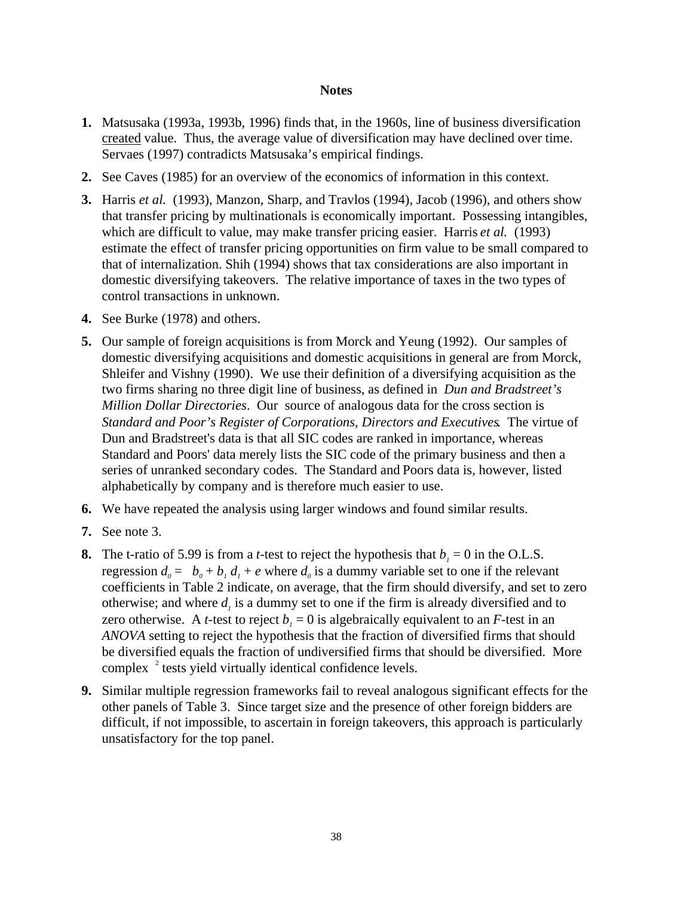## Notes

1. Matsusaka (1993a, 1993b, 1996) finds that, in the 1960s, line of business diversification <u>created</u> value. Thus, the average value of diversification may have declined over time. Servaes (1997) contradicts Matsusaka's empirical findings.

2. See Caves (1985) for an overview of the economics of information in this context.

3. Harris *et al.* (1993), Manzon, Sharp, and Travlos (1994), Jacob (1996), and others show that transfer pricing by multinationals is economically important. Possessing intangibles, which are difficult to value, may make transfer pricing easier. Harris *et al.* (1993) estimate the effect of transfer pricing opportunities on firm value to be small compared to that of internalization. Shih (1994) shows that tax considerations are also important in domestic diversifying takeovers. The relative importance of taxes in the two types of control transactions in unknown.

4. See Burke (1978) and others.

5. Our sample of foreign acquisitions is from Morck and Yeung (1992). Our samples of domestic diversifying acquisitions and domestic acquisitions in general are from Morck, Shleifer and Vishny (1990). We use their definition of a diversifying acquisition as the two firms sharing no three digit line of business, as defined in *Dun and Bradstreet's Million Dollar Directories*. Our source of analogous data for the cross section is *Standard and Poor's Register of Corporations, Directors and Executives*. The virtue of Dun and Bradstreet's data is that all SIC codes are ranked in importance, whereas Standard and Poors' data merely lists the SIC code of the primary business and then a series of unranked secondary codes. The Standard and Poors data is, however, listed alphabetically by company and is therefore much easier to use.

6. We have repeated the analysis using larger windows and found similar results.

7. See note 3.

8. The t-ratio of 5.99 is from a *t*-test to reject the hypothesis that $b_1 = 0$ in the O.L.S. regression $d_0 = b_0 + b_1 d_1 + e$ where $d_0$ is a dummy variable set to one if the relevant coefficients in Table 2 indicate, on average, that the firm should diversify, and set to zero otherwise; and where $d_1$ is a dummy set to one if the firm is already diversified and to zero otherwise. A *t*-test to reject $b_1 = 0$ is algebraically equivalent to an *F*-test in an *ANOVA* setting to reject the hypothesis that the fraction of diversified firms that should be diversified equals the fraction of undiversified firms that should be diversified. More complex $\chi^2$ tests yield virtually identical confidence levels.

9. Similar multiple regression frameworks fail to reveal analogous significant effects for the other panels of Table 3. Since target size and the presence of other foreign bidders are difficult, if not impossible, to ascertain in foreign takeovers, this approach is particularly unsatisfactory for the top panel.